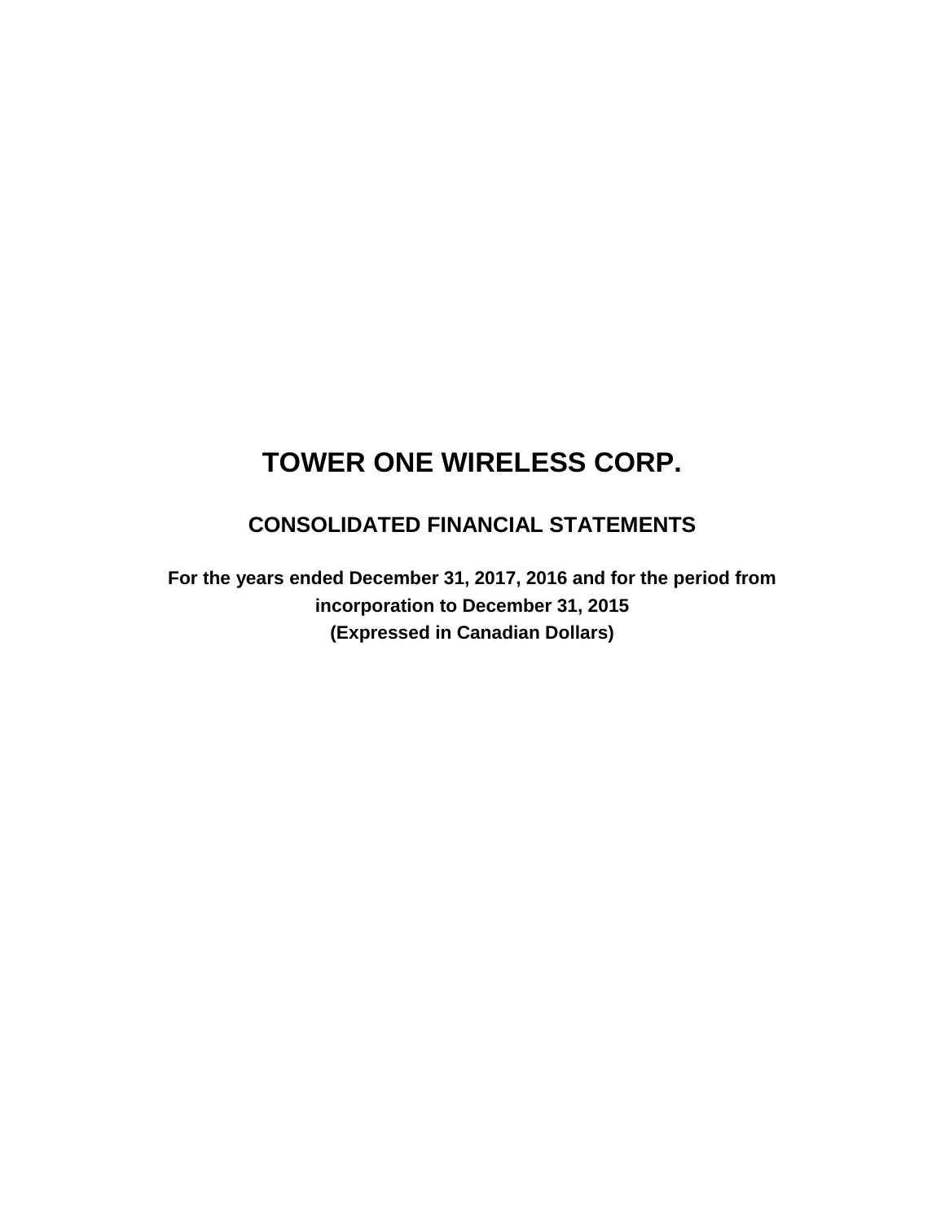# TOWER ONE WIRELESS CORP.

## CONSOLIDATED FINANCIAL STATEMENTS

**For the years ended December 31, 2017, 2016 and for the period from incorporation to December 31, 2015**
**(Expressed in Canadian Dollars)**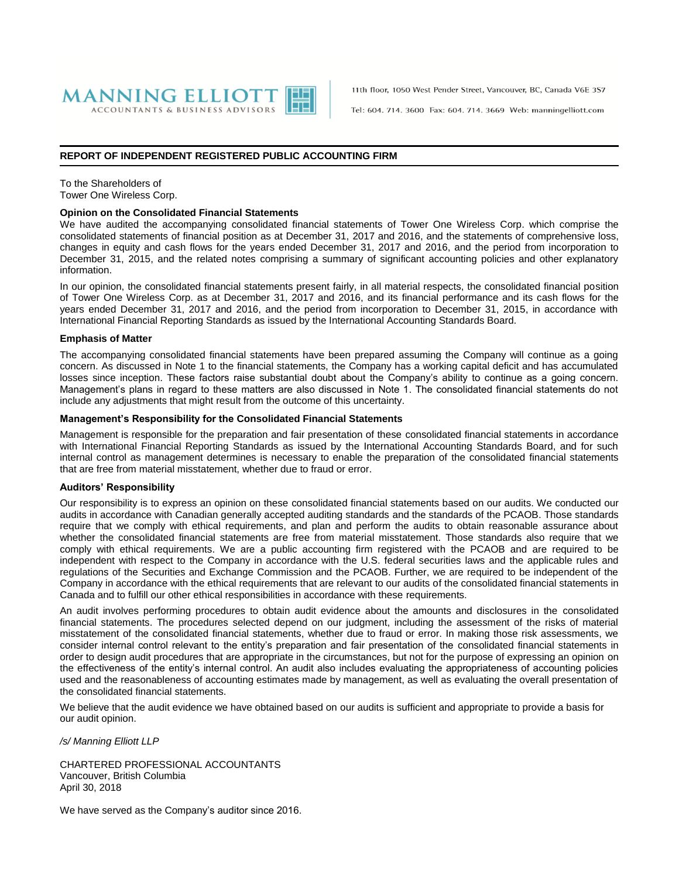MANNING ELLIOTT
ACCOUNTANTS & BUSINESS ADVISORS

11th floor, 1050 West Pender Street, Vancouver, BC, Canada V6E 3S7

Tel: 604. 714. 3600 Fax: 604. 714. 3669 Web: manningelliott.com

## REPORT OF INDEPENDENT REGISTERED PUBLIC ACCOUNTING FIRM

To the Shareholders of
Tower One Wireless Corp.

**Opinion on the Consolidated Financial Statements**

We have audited the accompanying consolidated financial statements of Tower One Wireless Corp. which comprise the consolidated statements of financial position as at December 31, 2017 and 2016, and the statements of comprehensive loss, changes in equity and cash flows for the years ended December 31, 2017 and 2016, and the period from incorporation to December 31, 2015, and the related notes comprising a summary of significant accounting policies and other explanatory information.

In our opinion, the consolidated financial statements present fairly, in all material respects, the consolidated financial position of Tower One Wireless Corp. as at December 31, 2017 and 2016, and its financial performance and its cash flows for the years ended December 31, 2017 and 2016, and the period from incorporation to December 31, 2015, in accordance with International Financial Reporting Standards as issued by the International Accounting Standards Board.

**Emphasis of Matter**

The accompanying consolidated financial statements have been prepared assuming the Company will continue as a going concern. As discussed in Note 1 to the financial statements, the Company has a working capital deficit and has accumulated losses since inception. These factors raise substantial doubt about the Company's ability to continue as a going concern. Management's plans in regard to these matters are also discussed in Note 1. The consolidated financial statements do not include any adjustments that might result from the outcome of this uncertainty.

**Management's Responsibility for the Consolidated Financial Statements**

Management is responsible for the preparation and fair presentation of these consolidated financial statements in accordance with International Financial Reporting Standards as issued by the International Accounting Standards Board, and for such internal control as management determines is necessary to enable the preparation of the consolidated financial statements that are free from material misstatement, whether due to fraud or error.

**Auditors' Responsibility**

Our responsibility is to express an opinion on these consolidated financial statements based on our audits. We conducted our audits in accordance with Canadian generally accepted auditing standards and the standards of the PCAOB. Those standards require that we comply with ethical requirements, and plan and perform the audits to obtain reasonable assurance about whether the consolidated financial statements are free from material misstatement. Those standards also require that we comply with ethical requirements. We are a public accounting firm registered with the PCAOB and are required to be independent with respect to the Company in accordance with the U.S. federal securities laws and the applicable rules and regulations of the Securities and Exchange Commission and the PCAOB. Further, we are required to be independent of the Company in accordance with the ethical requirements that are relevant to our audits of the consolidated financial statements in Canada and to fulfill our other ethical responsibilities in accordance with these requirements.

An audit involves performing procedures to obtain audit evidence about the amounts and disclosures in the consolidated financial statements. The procedures selected depend on our judgment, including the assessment of the risks of material misstatement of the consolidated financial statements, whether due to fraud or error. In making those risk assessments, we consider internal control relevant to the entity's preparation and fair presentation of the consolidated financial statements in order to design audit procedures that are appropriate in the circumstances, but not for the purpose of expressing an opinion on the effectiveness of the entity's internal control. An audit also includes evaluating the appropriateness of accounting policies used and the reasonableness of accounting estimates made by management, as well as evaluating the overall presentation of the consolidated financial statements.

We believe that the audit evidence we have obtained based on our audits is sufficient and appropriate to provide a basis for our audit opinion.

*/s/ Manning Elliott LLP*

CHARTERED PROFESSIONAL ACCOUNTANTS
Vancouver, British Columbia
April 30, 2018

We have served as the Company's auditor since 2016.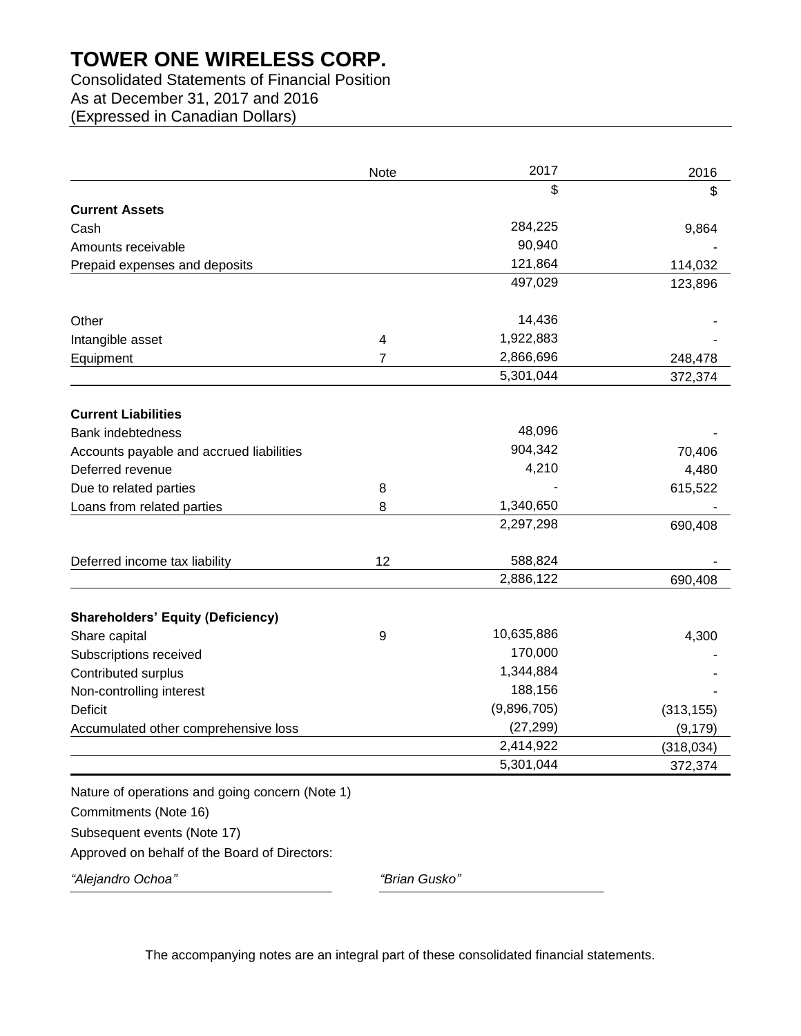# TOWER ONE WIRELESS CORP.

Consolidated Statements of Financial Position
As at December 31, 2017 and 2016
(Expressed in Canadian Dollars)

| | Note | 2017 | 2016 |
|---|---|---|---|
| | | $ | $ |
| **Current Assets** | | | |
| Cash | | 284,225 | 9,864 |
| Amounts receivable | | 90,940 | - |
| Prepaid expenses and deposits | | 121,864 | 114,032 |
| | | 497,029 | 123,896 |
| Other | | 14,436 | - |
| Intangible asset | 4 | 1,922,883 | - |
| Equipment | 7 | 2,866,696 | 248,478 |
| | | 5,301,044 | 372,374 |
| **Current Liabilities** | | | |
| Bank indebtedness | | 48,096 | - |
| Accounts payable and accrued liabilities | | 904,342 | 70,406 |
| Deferred revenue | | 4,210 | 4,480 |
| Due to related parties | 8 | - | 615,522 |
| Loans from related parties | 8 | 1,340,650 | - |
| | | 2,297,298 | 690,408 |
| Deferred income tax liability | 12 | 588,824 | - |
| | | 2,886,122 | 690,408 |
| **Shareholders' Equity (Deficiency)** | | | |
| Share capital | 9 | 10,635,886 | 4,300 |
| Subscriptions received | | 170,000 | - |
| Contributed surplus | | 1,344,884 | - |
| Non-controlling interest | | 188,156 | - |
| Deficit | | (9,896,705) | (313,155) |
| Accumulated other comprehensive loss | | (27,299) | (9,179) |
| | | 2,414,922 | (318,034) |
| | | 5,301,044 | 372,374 |

Nature of operations and going concern (Note 1)

Commitments (Note 16)

Subsequent events (Note 17)

Approved on behalf of the Board of Directors:

*"Alejandro Ochoa"* *"Brian Gusko"*

The accompanying notes are an integral part of these consolidated financial statements.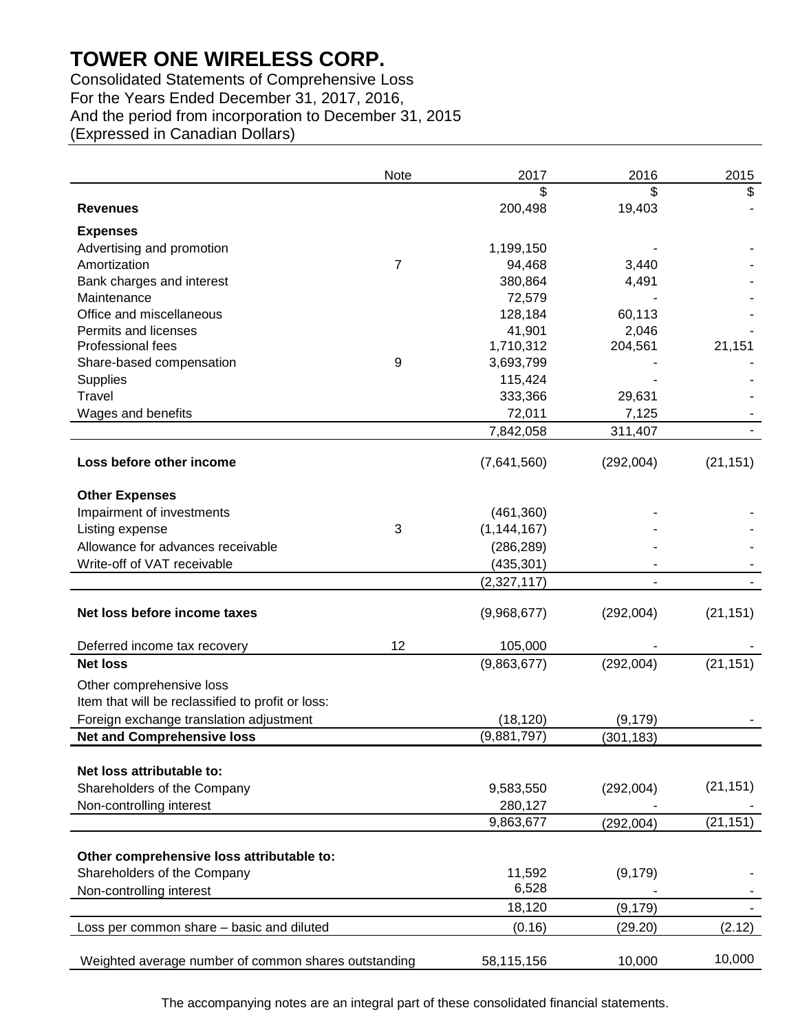# TOWER ONE WIRELESS CORP.

Consolidated Statements of Comprehensive Loss
For the Years Ended December 31, 2017, 2016,
And the period from incorporation to December 31, 2015
(Expressed in Canadian Dollars)

| | Note | 2017 | 2016 | 2015 |
|---|---|---|---|---|
| | | $ | $ | $ |
| **Revenues** | | 200,498 | 19,403 | - |
| **Expenses** | | | | |
| Advertising and promotion | | 1,199,150 | - | - |
| Amortization | 7 | 94,468 | 3,440 | - |
| Bank charges and interest | | 380,864 | 4,491 | - |
| Maintenance | | 72,579 | - | - |
| Office and miscellaneous | | 128,184 | 60,113 | - |
| Permits and licenses | | 41,901 | 2,046 | - |
| Professional fees | | 1,710,312 | 204,561 | 21,151 |
| Share-based compensation | 9 | 3,693,799 | - | - |
| Supplies | | 115,424 | - | - |
| Travel | | 333,366 | 29,631 | - |
| Wages and benefits | | 72,011 | 7,125 | - |
| | | 7,842,058 | 311,407 | - |
| **Loss before other income** | | (7,641,560) | (292,004) | (21,151) |
| **Other Expenses** | | | | |
| Impairment of investments | | (461,360) | - | - |
| Listing expense | 3 | (1,144,167) | - | - |
| Allowance for advances receivable | | (286,289) | - | - |
| Write-off of VAT receivable | | (435,301) | - | - |
| | | (2,327,117) | - | - |
| **Net loss before income taxes** | | (9,968,677) | (292,004) | (21,151) |
| Deferred income tax recovery | 12 | 105,000 | - | - |
| **Net loss** | | (9,863,677) | (292,004) | (21,151) |
| Other comprehensive loss | | | | |
| Item that will be reclassified to profit or loss: | | | | |
| Foreign exchange translation adjustment | | (18,120) | (9,179) | - |
| **Net and Comprehensive loss** | | (9,881,797) | (301,183) | |
| **Net loss attributable to:** | | | | |
| Shareholders of the Company | | 9,583,550 | (292,004) | (21,151) |
| Non-controlling interest | | 280,127 | - | - |
| | | 9,863,677 | (292,004) | (21,151) |
| **Other comprehensive loss attributable to:** | | | | |
| Shareholders of the Company | | 11,592 | (9,179) | - |
| Non-controlling interest | | 6,528 | - | - |
| | | 18,120 | (9,179) | - |
| Loss per common share – basic and diluted | | (0.16) | (29.20) | (2.12) |
| Weighted average number of common shares outstanding | | 58,115,156 | 10,000 | 10,000 |

The accompanying notes are an integral part of these consolidated financial statements.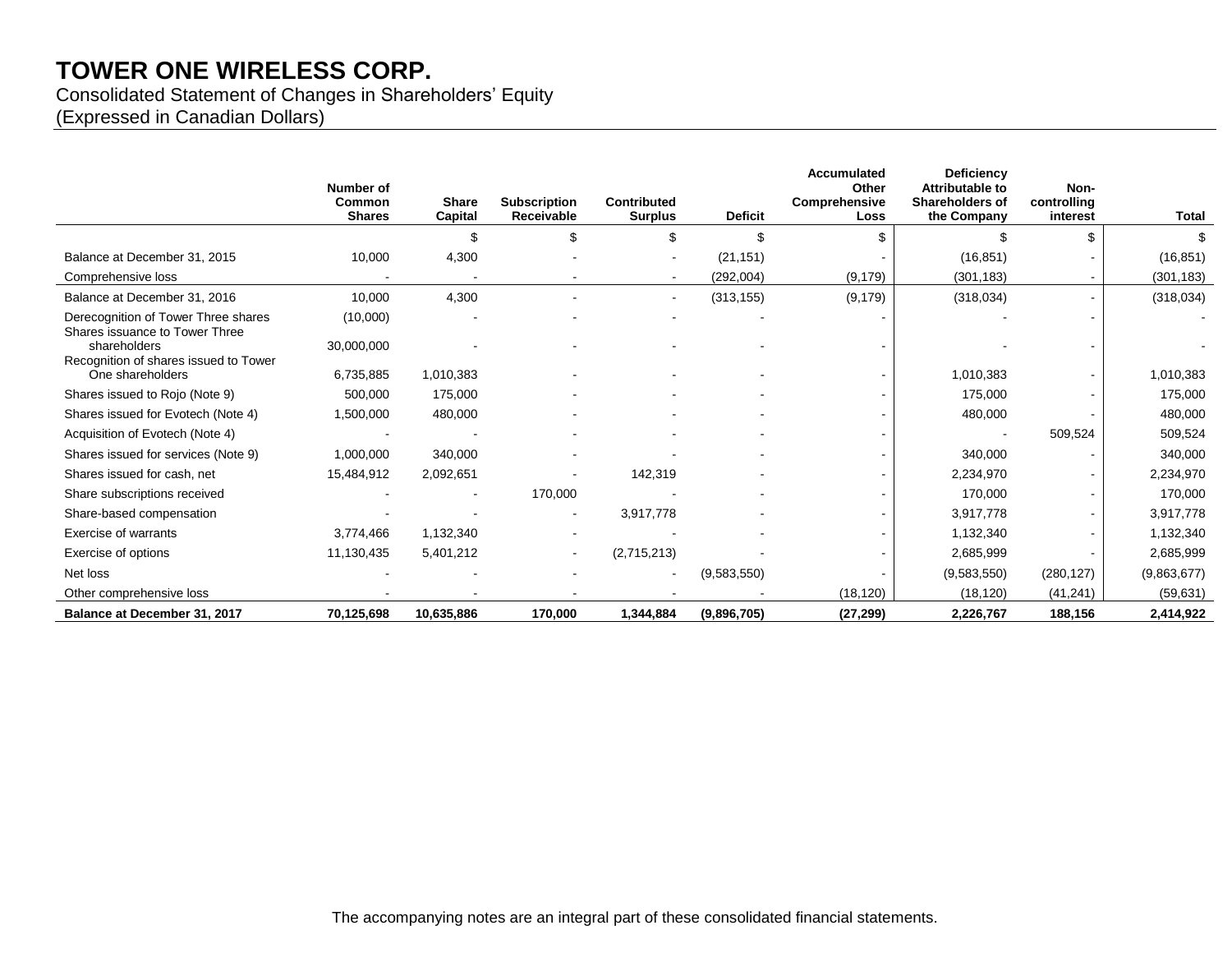# TOWER ONE WIRELESS CORP.

Consolidated Statement of Changes in Shareholders' Equity
(Expressed in Canadian Dollars)

| | Number of Common Shares | Share Capital | Subscription Receivable | Contributed Surplus | Deficit | Accumulated Other Comprehensive Loss | Deficiency Attributable to Shareholders of the Company | Non-controlling interest | Total |
|---|---|---|---|---|---|---|---|---|---|
| | | $ | $ | $ | $ | $ | $ | $ | $ |
| Balance at December 31, 2015 | 10,000 | 4,300 | - | - | (21,151) | - | (16,851) | - | (16,851) |
| Comprehensive loss | - | - | - | - | (292,004) | (9,179) | (301,183) | - | (301,183) |
| Balance at December 31, 2016 | 10,000 | 4,300 | - | - | (313,155) | (9,179) | (318,034) | - | (318,034) |
| Derecognition of Tower Three shares | (10,000) | - | - | - | - | - | - | - | - |
| Shares issuance to Tower Three shareholders | 30,000,000 | - | - | - | - | - | - | - | - |
| Recognition of shares issued to Tower One shareholders | 6,735,885 | 1,010,383 | - | - | - | - | 1,010,383 | - | 1,010,383 |
| Shares issued to Rojo (Note 9) | 500,000 | 175,000 | - | - | - | - | 175,000 | - | 175,000 |
| Shares issued for Evotech (Note 4) | 1,500,000 | 480,000 | - | - | - | - | 480,000 | - | 480,000 |
| Acquisition of Evotech (Note 4) | - | - | - | - | - | - | - | 509,524 | 509,524 |
| Shares issued for services (Note 9) | 1,000,000 | 340,000 | - | - | - | - | 340,000 | - | 340,000 |
| Shares issued for cash, net | 15,484,912 | 2,092,651 | - | 142,319 | - | - | 2,234,970 | - | 2,234,970 |
| Share subscriptions received | - | - | 170,000 | - | - | - | 170,000 | - | 170,000 |
| Share-based compensation | - | - | - | 3,917,778 | - | - | 3,917,778 | - | 3,917,778 |
| Exercise of warrants | 3,774,466 | 1,132,340 | - | - | - | - | 1,132,340 | - | 1,132,340 |
| Exercise of options | 11,130,435 | 5,401,212 | - | (2,715,213) | - | - | 2,685,999 | - | 2,685,999 |
| Net loss | - | - | - | - | (9,583,550) | - | (9,583,550) | (280,127) | (9,863,677) |
| Other comprehensive loss | - | - | - | - | - | (18,120) | (18,120) | (41,241) | (59,631) |
| **Balance at December 31, 2017** | **70,125,698** | **10,635,886** | **170,000** | **1,344,884** | **(9,896,705)** | **(27,299)** | **2,226,767** | **188,156** | **2,414,922** |

The accompanying notes are an integral part of these consolidated financial statements.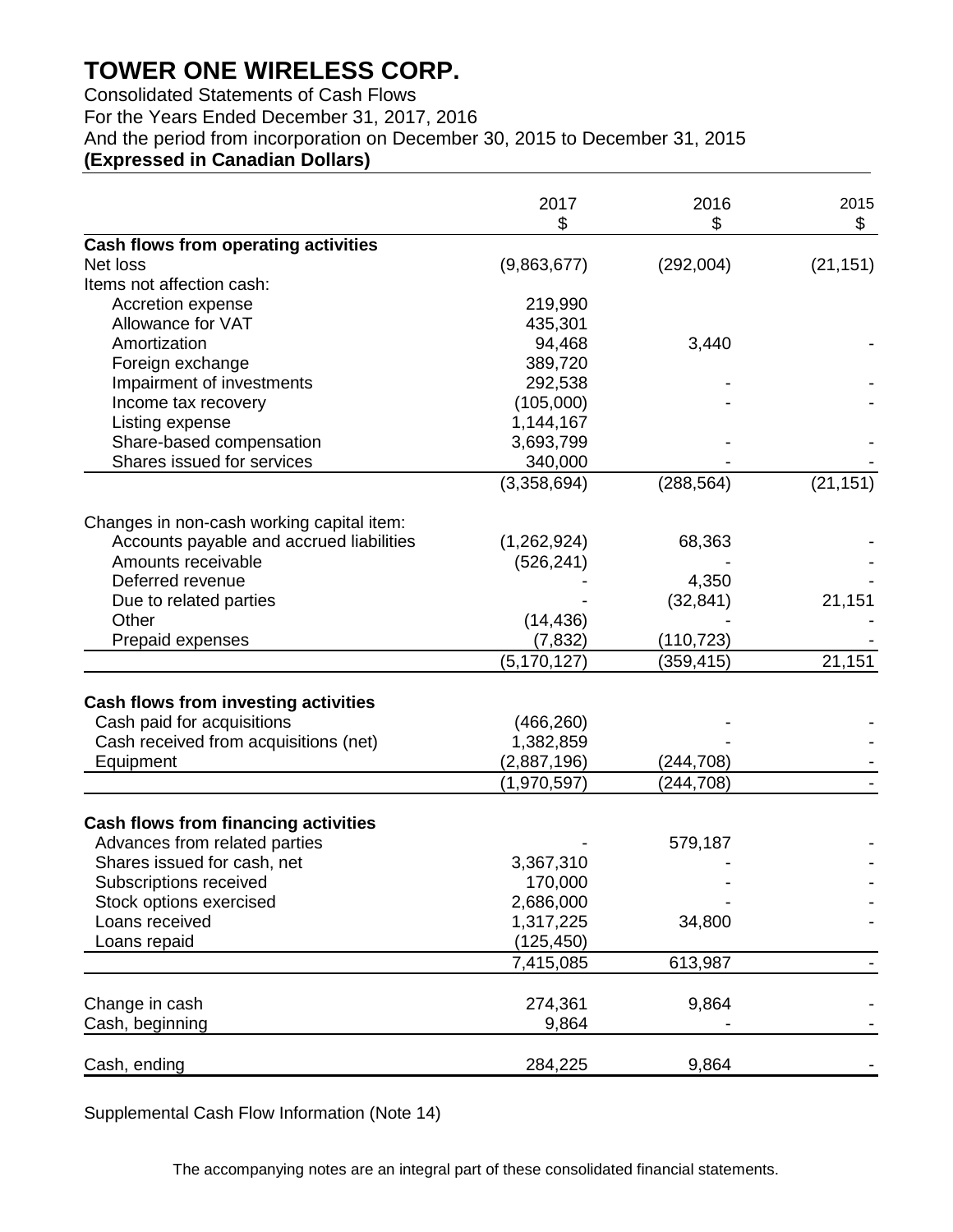# TOWER ONE WIRELESS CORP.

Consolidated Statements of Cash Flows
For the Years Ended December 31, 2017, 2016
And the period from incorporation on December 30, 2015 to December 31, 2015
**(Expressed in Canadian Dollars)**

| | 2017<br>$ | 2016<br>$ | 2015<br>$ |
|---|---|---|---|
| **Cash flows from operating activities** | | | |
| Net loss | (9,863,677) | (292,004) | (21,151) |
| Items not affection cash: | | | |
| Accretion expense | 219,990 | | |
| Allowance for VAT | 435,301 | | |
| Amortization | 94,468 | 3,440 | - |
| Foreign exchange | 389,720 | | |
| Impairment of investments | 292,538 | - | - |
| Income tax recovery | (105,000) | - | - |
| Listing expense | 1,144,167 | | |
| Share-based compensation | 3,693,799 | - | - |
| Shares issued for services | 340,000 | - | - |
| | (3,358,694) | (288,564) | (21,151) |
| Changes in non-cash working capital item: | | | |
| Accounts payable and accrued liabilities | (1,262,924) | 68,363 | - |
| Amounts receivable | (526,241) | - | - |
| Deferred revenue | - | 4,350 | - |
| Due to related parties | - | (32,841) | 21,151 |
| Other | (14,436) | - | - |
| Prepaid expenses | (7,832) | (110,723) | - |
| | (5,170,127) | (359,415) | 21,151 |
| **Cash flows from investing activities** | | | |
| Cash paid for acquisitions | (466,260) | - | - |
| Cash received from acquisitions (net) | 1,382,859 | - | - |
| Equipment | (2,887,196) | (244,708) | - |
| | (1,970,597) | (244,708) | - |
| **Cash flows from financing activities** | | | |
| Advances from related parties | - | 579,187 | - |
| Shares issued for cash, net | 3,367,310 | - | - |
| Subscriptions received | 170,000 | - | - |
| Stock options exercised | 2,686,000 | - | - |
| Loans received | 1,317,225 | 34,800 | - |
| Loans repaid | (125,450) | | |
| | 7,415,085 | 613,987 | - |
| Change in cash | 274,361 | 9,864 | - |
| Cash, beginning | 9,864 | - | - |
| Cash, ending | 284,225 | 9,864 | - |

Supplemental Cash Flow Information (Note 14)

The accompanying notes are an integral part of these consolidated financial statements.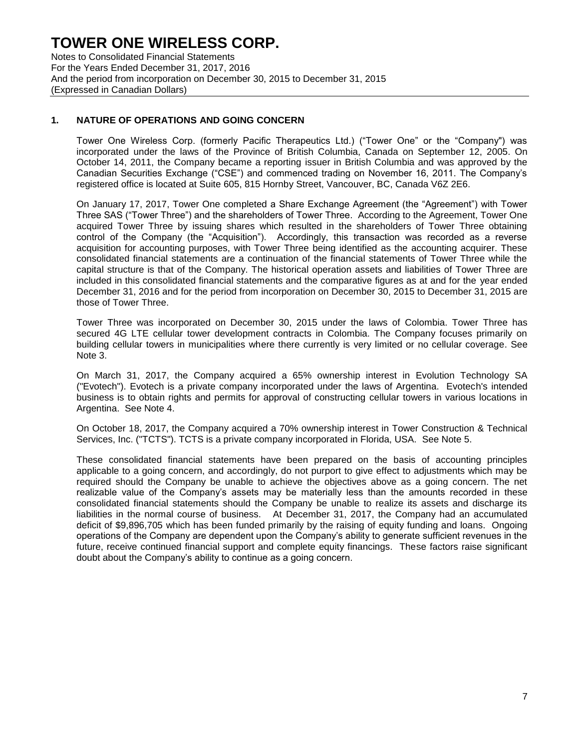## 1. NATURE OF OPERATIONS AND GOING CONCERN

Tower One Wireless Corp. (formerly Pacific Therapeutics Ltd.) ("Tower One" or the "Company") was incorporated under the laws of the Province of British Columbia, Canada on September 12, 2005. On October 14, 2011, the Company became a reporting issuer in British Columbia and was approved by the Canadian Securities Exchange ("CSE") and commenced trading on November 16, 2011. The Company's registered office is located at Suite 605, 815 Hornby Street, Vancouver, BC, Canada V6Z 2E6.

On January 17, 2017, Tower One completed a Share Exchange Agreement (the "Agreement") with Tower Three SAS ("Tower Three") and the shareholders of Tower Three. According to the Agreement, Tower One acquired Tower Three by issuing shares which resulted in the shareholders of Tower Three obtaining control of the Company (the "Acquisition"). Accordingly, this transaction was recorded as a reverse acquisition for accounting purposes, with Tower Three being identified as the accounting acquirer. These consolidated financial statements are a continuation of the financial statements of Tower Three while the capital structure is that of the Company. The historical operation assets and liabilities of Tower Three are included in this consolidated financial statements and the comparative figures as at and for the year ended December 31, 2016 and for the period from incorporation on December 30, 2015 to December 31, 2015 are those of Tower Three.

Tower Three was incorporated on December 30, 2015 under the laws of Colombia. Tower Three has secured 4G LTE cellular tower development contracts in Colombia. The Company focuses primarily on building cellular towers in municipalities where there currently is very limited or no cellular coverage. See Note 3.

On March 31, 2017, the Company acquired a 65% ownership interest in Evolution Technology SA ("Evotech"). Evotech is a private company incorporated under the laws of Argentina. Evotech's intended business is to obtain rights and permits for approval of constructing cellular towers in various locations in Argentina. See Note 4.

On October 18, 2017, the Company acquired a 70% ownership interest in Tower Construction & Technical Services, Inc. ("TCTS"). TCTS is a private company incorporated in Florida, USA. See Note 5.

These consolidated financial statements have been prepared on the basis of accounting principles applicable to a going concern, and accordingly, do not purport to give effect to adjustments which may be required should the Company be unable to achieve the objectives above as a going concern. The net realizable value of the Company's assets may be materially less than the amounts recorded in these consolidated financial statements should the Company be unable to realize its assets and discharge its liabilities in the normal course of business. At December 31, 2017, the Company had an accumulated deficit of $9,896,705 which has been funded primarily by the raising of equity funding and loans. Ongoing operations of the Company are dependent upon the Company's ability to generate sufficient revenues in the future, receive continued financial support and complete equity financings. These factors raise significant doubt about the Company's ability to continue as a going concern.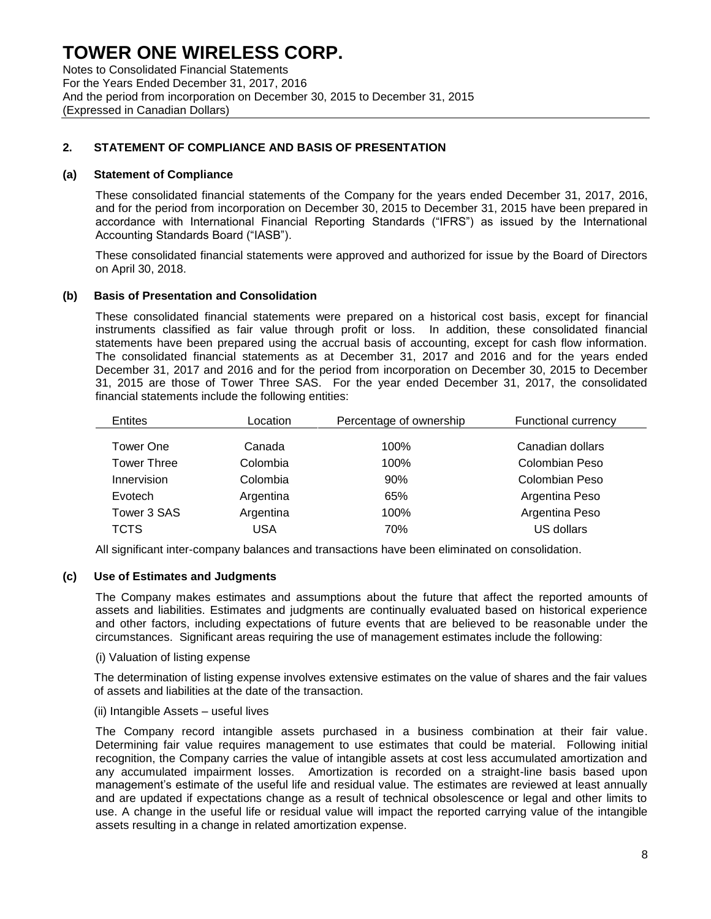## 2. STATEMENT OF COMPLIANCE AND BASIS OF PRESENTATION

### (a) Statement of Compliance

These consolidated financial statements of the Company for the years ended December 31, 2017, 2016, and for the period from incorporation on December 30, 2015 to December 31, 2015 have been prepared in accordance with International Financial Reporting Standards ("IFRS") as issued by the International Accounting Standards Board ("IASB").

These consolidated financial statements were approved and authorized for issue by the Board of Directors on April 30, 2018.

### (b) Basis of Presentation and Consolidation

These consolidated financial statements were prepared on a historical cost basis, except for financial instruments classified as fair value through profit or loss. In addition, these consolidated financial statements have been prepared using the accrual basis of accounting, except for cash flow information. The consolidated financial statements as at December 31, 2017 and 2016 and for the years ended December 31, 2017 and 2016 and for the period from incorporation on December 30, 2015 to December 31, 2015 are those of Tower Three SAS. For the year ended December 31, 2017, the consolidated financial statements include the following entities:

| Entites | Location | Percentage of ownership | Functional currency |
|---|---|---|---|
| Tower One | Canada | 100% | Canadian dollars |
| Tower Three | Colombia | 100% | Colombian Peso |
| Innervision | Colombia | 90% | Colombian Peso |
| Evotech | Argentina | 65% | Argentina Peso |
| Tower 3 SAS | Argentina | 100% | Argentina Peso |
| TCTS | USA | 70% | US dollars |

All significant inter-company balances and transactions have been eliminated on consolidation.

### (c) Use of Estimates and Judgments

The Company makes estimates and assumptions about the future that affect the reported amounts of assets and liabilities. Estimates and judgments are continually evaluated based on historical experience and other factors, including expectations of future events that are believed to be reasonable under the circumstances. Significant areas requiring the use of management estimates include the following:

(i) Valuation of listing expense

The determination of listing expense involves extensive estimates on the value of shares and the fair values of assets and liabilities at the date of the transaction.

(ii) Intangible Assets – useful lives

The Company record intangible assets purchased in a business combination at their fair value. Determining fair value requires management to use estimates that could be material. Following initial recognition, the Company carries the value of intangible assets at cost less accumulated amortization and any accumulated impairment losses. Amortization is recorded on a straight-line basis based upon management's estimate of the useful life and residual value. The estimates are reviewed at least annually and are updated if expectations change as a result of technical obsolescence or legal and other limits to use. A change in the useful life or residual value will impact the reported carrying value of the intangible assets resulting in a change in related amortization expense.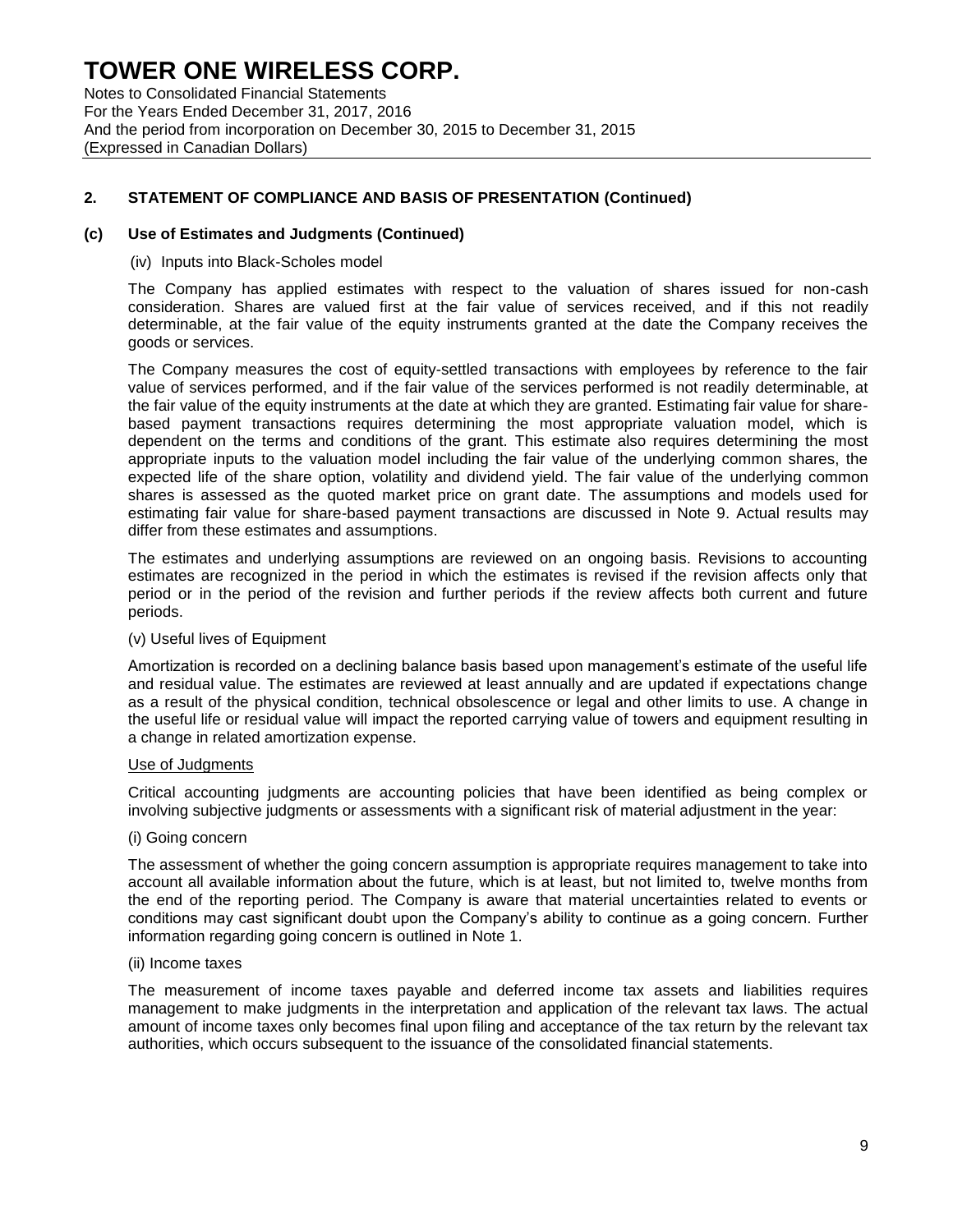## 2. STATEMENT OF COMPLIANCE AND BASIS OF PRESENTATION (Continued)

### (c) Use of Estimates and Judgments (Continued)

(iv) Inputs into Black-Scholes model

The Company has applied estimates with respect to the valuation of shares issued for non-cash consideration. Shares are valued first at the fair value of services received, and if this not readily determinable, at the fair value of the equity instruments granted at the date the Company receives the goods or services.

The Company measures the cost of equity-settled transactions with employees by reference to the fair value of services performed, and if the fair value of the services performed is not readily determinable, at the fair value of the equity instruments at the date at which they are granted. Estimating fair value for share-based payment transactions requires determining the most appropriate valuation model, which is dependent on the terms and conditions of the grant. This estimate also requires determining the most appropriate inputs to the valuation model including the fair value of the underlying common shares, the expected life of the share option, volatility and dividend yield. The fair value of the underlying common shares is assessed as the quoted market price on grant date. The assumptions and models used for estimating fair value for share-based payment transactions are discussed in Note 9. Actual results may differ from these estimates and assumptions.

The estimates and underlying assumptions are reviewed on an ongoing basis. Revisions to accounting estimates are recognized in the period in which the estimates is revised if the revision affects only that period or in the period of the revision and further periods if the review affects both current and future periods.

(v) Useful lives of Equipment

Amortization is recorded on a declining balance basis based upon management's estimate of the useful life and residual value. The estimates are reviewed at least annually and are updated if expectations change as a result of the physical condition, technical obsolescence or legal and other limits to use. A change in the useful life or residual value will impact the reported carrying value of towers and equipment resulting in a change in related amortization expense.

Use of Judgments

Critical accounting judgments are accounting policies that have been identified as being complex or involving subjective judgments or assessments with a significant risk of material adjustment in the year:

(i) Going concern

The assessment of whether the going concern assumption is appropriate requires management to take into account all available information about the future, which is at least, but not limited to, twelve months from the end of the reporting period. The Company is aware that material uncertainties related to events or conditions may cast significant doubt upon the Company's ability to continue as a going concern. Further information regarding going concern is outlined in Note 1.

(ii) Income taxes

The measurement of income taxes payable and deferred income tax assets and liabilities requires management to make judgments in the interpretation and application of the relevant tax laws. The actual amount of income taxes only becomes final upon filing and acceptance of the tax return by the relevant tax authorities, which occurs subsequent to the issuance of the consolidated financial statements.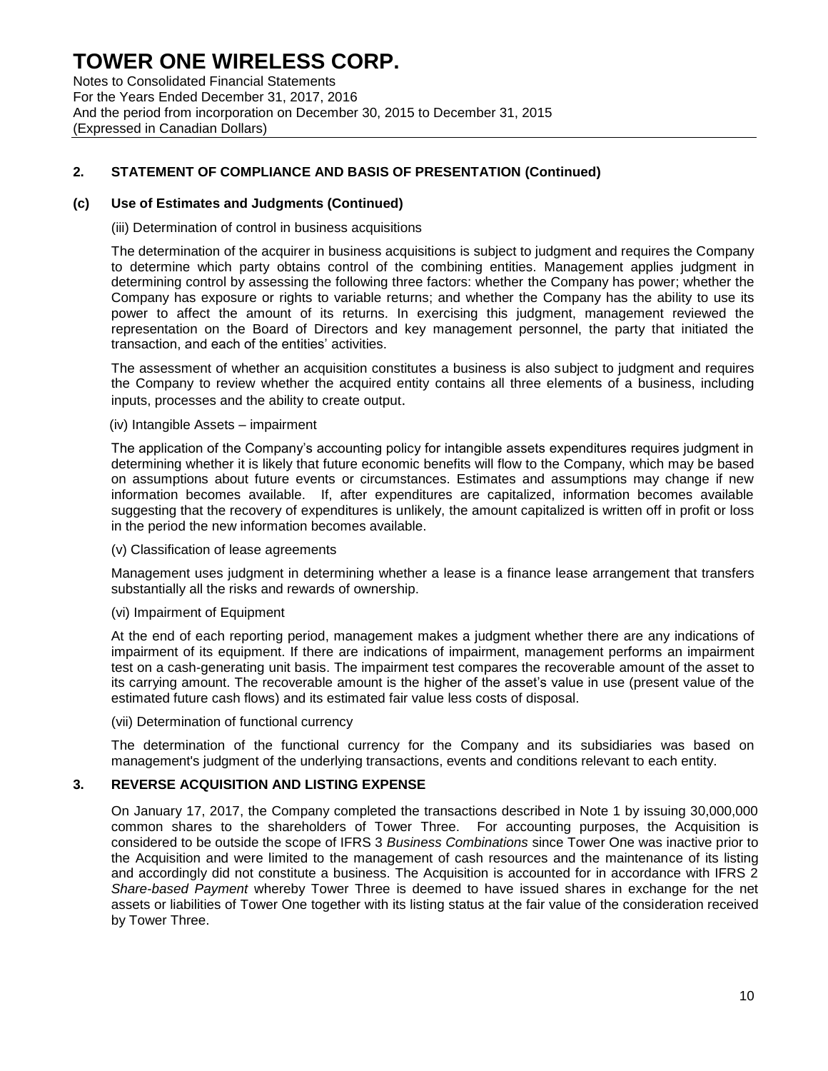# TOWER ONE WIRELESS CORP.

Notes to Consolidated Financial Statements
For the Years Ended December 31, 2017, 2016
And the period from incorporation on December 30, 2015 to December 31, 2015
(Expressed in Canadian Dollars)

## 2. STATEMENT OF COMPLIANCE AND BASIS OF PRESENTATION (Continued)

### (c) Use of Estimates and Judgments (Continued)

(iii) Determination of control in business acquisitions

The determination of the acquirer in business acquisitions is subject to judgment and requires the Company to determine which party obtains control of the combining entities. Management applies judgment in determining control by assessing the following three factors: whether the Company has power; whether the Company has exposure or rights to variable returns; and whether the Company has the ability to use its power to affect the amount of its returns. In exercising this judgment, management reviewed the representation on the Board of Directors and key management personnel, the party that initiated the transaction, and each of the entities' activities.

The assessment of whether an acquisition constitutes a business is also subject to judgment and requires the Company to review whether the acquired entity contains all three elements of a business, including inputs, processes and the ability to create output.

(iv) Intangible Assets – impairment

The application of the Company's accounting policy for intangible assets expenditures requires judgment in determining whether it is likely that future economic benefits will flow to the Company, which may be based on assumptions about future events or circumstances. Estimates and assumptions may change if new information becomes available. If, after expenditures are capitalized, information becomes available suggesting that the recovery of expenditures is unlikely, the amount capitalized is written off in profit or loss in the period the new information becomes available.

(v) Classification of lease agreements

Management uses judgment in determining whether a lease is a finance lease arrangement that transfers substantially all the risks and rewards of ownership.

(vi) Impairment of Equipment

At the end of each reporting period, management makes a judgment whether there are any indications of impairment of its equipment. If there are indications of impairment, management performs an impairment test on a cash-generating unit basis. The impairment test compares the recoverable amount of the asset to its carrying amount. The recoverable amount is the higher of the asset's value in use (present value of the estimated future cash flows) and its estimated fair value less costs of disposal.

(vii) Determination of functional currency

The determination of the functional currency for the Company and its subsidiaries was based on management's judgment of the underlying transactions, events and conditions relevant to each entity.

## 3. REVERSE ACQUISITION AND LISTING EXPENSE

On January 17, 2017, the Company completed the transactions described in Note 1 by issuing 30,000,000 common shares to the shareholders of Tower Three. For accounting purposes, the Acquisition is considered to be outside the scope of IFRS 3 *Business Combinations* since Tower One was inactive prior to the Acquisition and were limited to the management of cash resources and the maintenance of its listing and accordingly did not constitute a business. The Acquisition is accounted for in accordance with IFRS 2 *Share-based Payment* whereby Tower Three is deemed to have issued shares in exchange for the net assets or liabilities of Tower One together with its listing status at the fair value of the consideration received by Tower Three.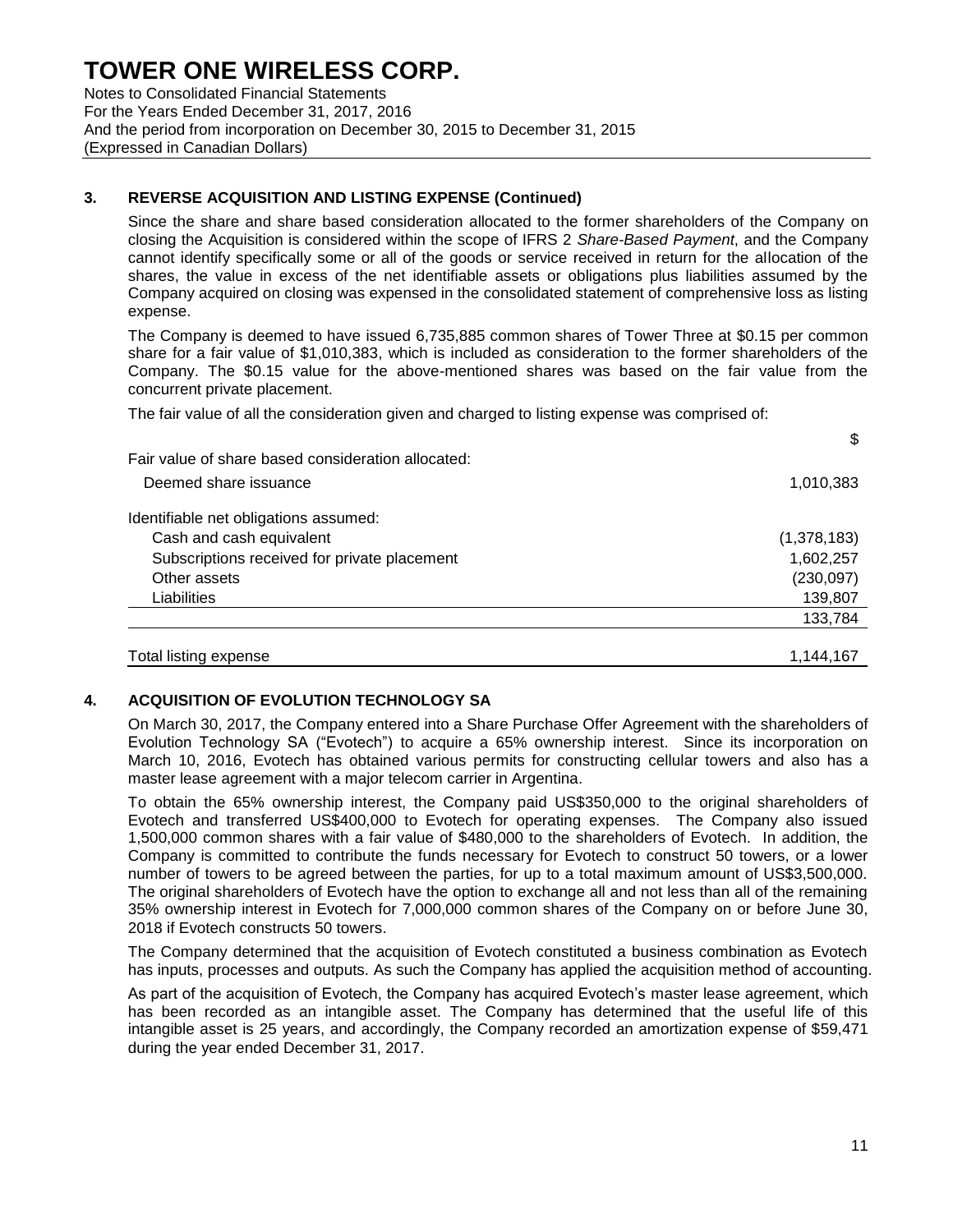### 3. REVERSE ACQUISITION AND LISTING EXPENSE (Continued)

Since the share and share based consideration allocated to the former shareholders of the Company on closing the Acquisition is considered within the scope of IFRS 2 *Share-Based Payment*, and the Company cannot identify specifically some or all of the goods or service received in return for the allocation of the shares, the value in excess of the net identifiable assets or obligations plus liabilities assumed by the Company acquired on closing was expensed in the consolidated statement of comprehensive loss as listing expense.

The Company is deemed to have issued 6,735,885 common shares of Tower Three at $0.15 per common share for a fair value of $1,010,383, which is included as consideration to the former shareholders of the Company. The $0.15 value for the above-mentioned shares was based on the fair value from the concurrent private placement.

The fair value of all the consideration given and charged to listing expense was comprised of:

| | $ |
|---|---|
| Fair value of share based consideration allocated: | |
| Deemed share issuance | 1,010,383 |
| Identifiable net obligations assumed: | |
| Cash and cash equivalent | (1,378,183) |
| Subscriptions received for private placement | 1,602,257 |
| Other assets | (230,097) |
| Liabilities | 139,807 |
| | 133,784 |
| Total listing expense | 1,144,167 |

### 4. ACQUISITION OF EVOLUTION TECHNOLOGY SA

On March 30, 2017, the Company entered into a Share Purchase Offer Agreement with the shareholders of Evolution Technology SA ("Evotech") to acquire a 65% ownership interest. Since its incorporation on March 10, 2016, Evotech has obtained various permits for constructing cellular towers and also has a master lease agreement with a major telecom carrier in Argentina.

To obtain the 65% ownership interest, the Company paid US$350,000 to the original shareholders of Evotech and transferred US$400,000 to Evotech for operating expenses. The Company also issued 1,500,000 common shares with a fair value of $480,000 to the shareholders of Evotech. In addition, the Company is committed to contribute the funds necessary for Evotech to construct 50 towers, or a lower number of towers to be agreed between the parties, for up to a total maximum amount of US$3,500,000. The original shareholders of Evotech have the option to exchange all and not less than all of the remaining 35% ownership interest in Evotech for 7,000,000 common shares of the Company on or before June 30, 2018 if Evotech constructs 50 towers.

The Company determined that the acquisition of Evotech constituted a business combination as Evotech has inputs, processes and outputs. As such the Company has applied the acquisition method of accounting.

As part of the acquisition of Evotech, the Company has acquired Evotech's master lease agreement, which has been recorded as an intangible asset. The Company has determined that the useful life of this intangible asset is 25 years, and accordingly, the Company recorded an amortization expense of $59,471 during the year ended December 31, 2017.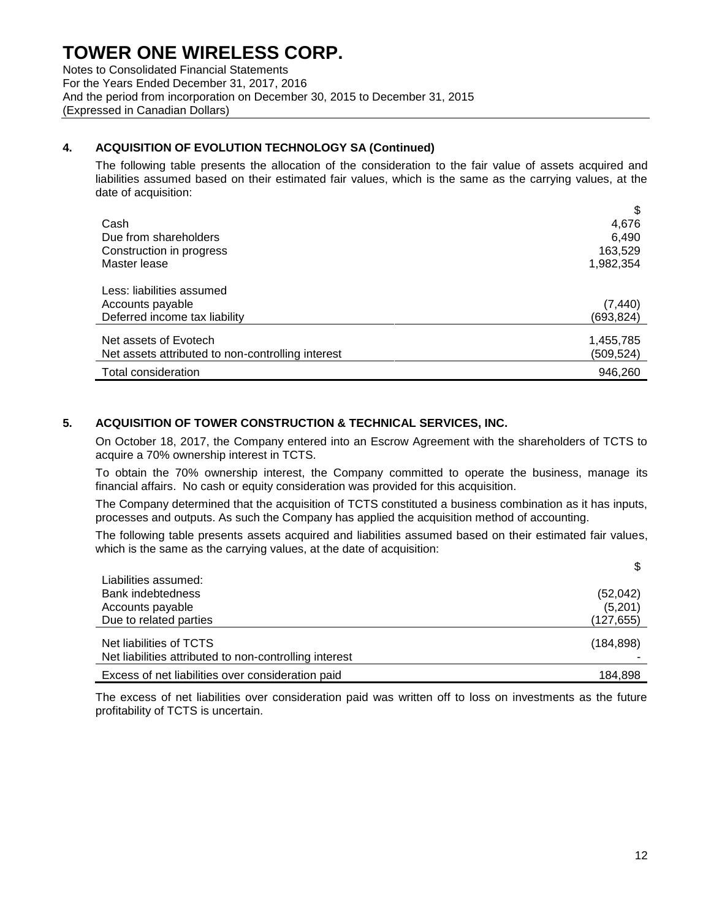## 4. ACQUISITION OF EVOLUTION TECHNOLOGY SA (Continued)

The following table presents the allocation of the consideration to the fair value of assets acquired and liabilities assumed based on their estimated fair values, which is the same as the carrying values, at the date of acquisition:

| | $ |
|---|---|
| Cash | 4,676 |
| Due from shareholders | 6,490 |
| Construction in progress | 163,529 |
| Master lease | 1,982,354 |
| | |
| Less: liabilities assumed | |
| Accounts payable | (7,440) |
| Deferred income tax liability | (693,824) |
| | |
| Net assets of Evotech | 1,455,785 |
| Net assets attributed to non-controlling interest | (509,524) |
| Total consideration | 946,260 |

## 5. ACQUISITION OF TOWER CONSTRUCTION & TECHNICAL SERVICES, INC.

On October 18, 2017, the Company entered into an Escrow Agreement with the shareholders of TCTS to acquire a 70% ownership interest in TCTS.

To obtain the 70% ownership interest, the Company committed to operate the business, manage its financial affairs. No cash or equity consideration was provided for this acquisition.

The Company determined that the acquisition of TCTS constituted a business combination as it has inputs, processes and outputs. As such the Company has applied the acquisition method of accounting.

The following table presents assets acquired and liabilities assumed based on their estimated fair values, which is the same as the carrying values, at the date of acquisition:

| | $ |
|---|---|
| Liabilities assumed: | |
| Bank indebtedness | (52,042) |
| Accounts payable | (5,201) |
| Due to related parties | (127,655) |
| | |
| Net liabilities of TCTS | (184,898) |
| Net liabilities attributed to non-controlling interest | - |
| Excess of net liabilities over consideration paid | 184,898 |

The excess of net liabilities over consideration paid was written off to loss on investments as the future profitability of TCTS is uncertain.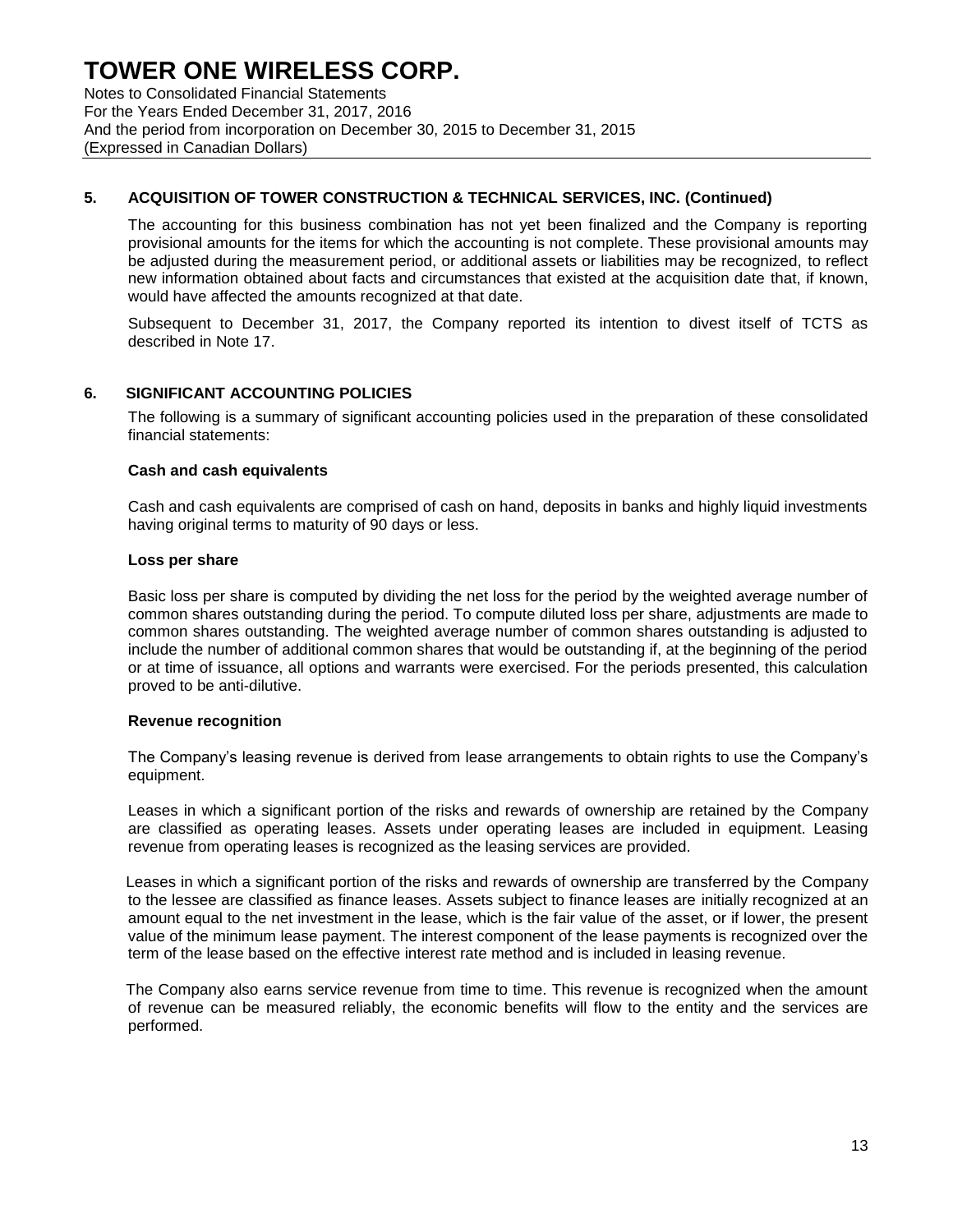## 5. ACQUISITION OF TOWER CONSTRUCTION & TECHNICAL SERVICES, INC. (Continued)

The accounting for this business combination has not yet been finalized and the Company is reporting provisional amounts for the items for which the accounting is not complete. These provisional amounts may be adjusted during the measurement period, or additional assets or liabilities may be recognized, to reflect new information obtained about facts and circumstances that existed at the acquisition date that, if known, would have affected the amounts recognized at that date.

Subsequent to December 31, 2017, the Company reported its intention to divest itself of TCTS as described in Note 17.

## 6. SIGNIFICANT ACCOUNTING POLICIES

The following is a summary of significant accounting policies used in the preparation of these consolidated financial statements:

### Cash and cash equivalents

Cash and cash equivalents are comprised of cash on hand, deposits in banks and highly liquid investments having original terms to maturity of 90 days or less.

### Loss per share

Basic loss per share is computed by dividing the net loss for the period by the weighted average number of common shares outstanding during the period. To compute diluted loss per share, adjustments are made to common shares outstanding. The weighted average number of common shares outstanding is adjusted to include the number of additional common shares that would be outstanding if, at the beginning of the period or at time of issuance, all options and warrants were exercised. For the periods presented, this calculation proved to be anti-dilutive.

### Revenue recognition

The Company's leasing revenue is derived from lease arrangements to obtain rights to use the Company's equipment.

Leases in which a significant portion of the risks and rewards of ownership are retained by the Company are classified as operating leases. Assets under operating leases are included in equipment. Leasing revenue from operating leases is recognized as the leasing services are provided.

Leases in which a significant portion of the risks and rewards of ownership are transferred by the Company to the lessee are classified as finance leases. Assets subject to finance leases are initially recognized at an amount equal to the net investment in the lease, which is the fair value of the asset, or if lower, the present value of the minimum lease payment. The interest component of the lease payments is recognized over the term of the lease based on the effective interest rate method and is included in leasing revenue.

The Company also earns service revenue from time to time. This revenue is recognized when the amount of revenue can be measured reliably, the economic benefits will flow to the entity and the services are performed.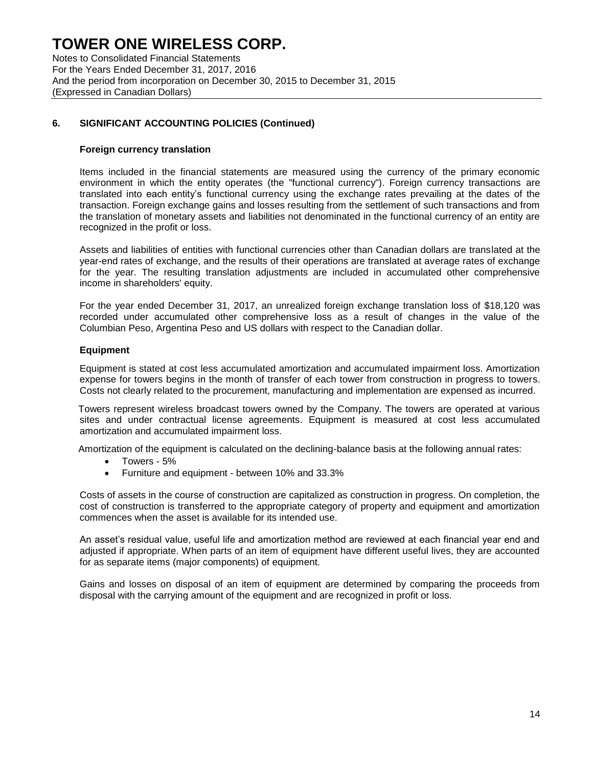## 6. SIGNIFICANT ACCOUNTING POLICIES (Continued)

### Foreign currency translation

Items included in the financial statements are measured using the currency of the primary economic environment in which the entity operates (the "functional currency"). Foreign currency transactions are translated into each entity's functional currency using the exchange rates prevailing at the dates of the transaction. Foreign exchange gains and losses resulting from the settlement of such transactions and from the translation of monetary assets and liabilities not denominated in the functional currency of an entity are recognized in the profit or loss.

Assets and liabilities of entities with functional currencies other than Canadian dollars are translated at the year-end rates of exchange, and the results of their operations are translated at average rates of exchange for the year. The resulting translation adjustments are included in accumulated other comprehensive income in shareholders' equity.

For the year ended December 31, 2017, an unrealized foreign exchange translation loss of $18,120 was recorded under accumulated other comprehensive loss as a result of changes in the value of the Columbian Peso, Argentina Peso and US dollars with respect to the Canadian dollar.

### Equipment

Equipment is stated at cost less accumulated amortization and accumulated impairment loss. Amortization expense for towers begins in the month of transfer of each tower from construction in progress to towers. Costs not clearly related to the procurement, manufacturing and implementation are expensed as incurred.

Towers represent wireless broadcast towers owned by the Company. The towers are operated at various sites and under contractual license agreements. Equipment is measured at cost less accumulated amortization and accumulated impairment loss.

Amortization of the equipment is calculated on the declining-balance basis at the following annual rates:

- Towers - 5%
- Furniture and equipment - between 10% and 33.3%

Costs of assets in the course of construction are capitalized as construction in progress. On completion, the cost of construction is transferred to the appropriate category of property and equipment and amortization commences when the asset is available for its intended use.

An asset's residual value, useful life and amortization method are reviewed at each financial year end and adjusted if appropriate. When parts of an item of equipment have different useful lives, they are accounted for as separate items (major components) of equipment.

Gains and losses on disposal of an item of equipment are determined by comparing the proceeds from disposal with the carrying amount of the equipment and are recognized in profit or loss.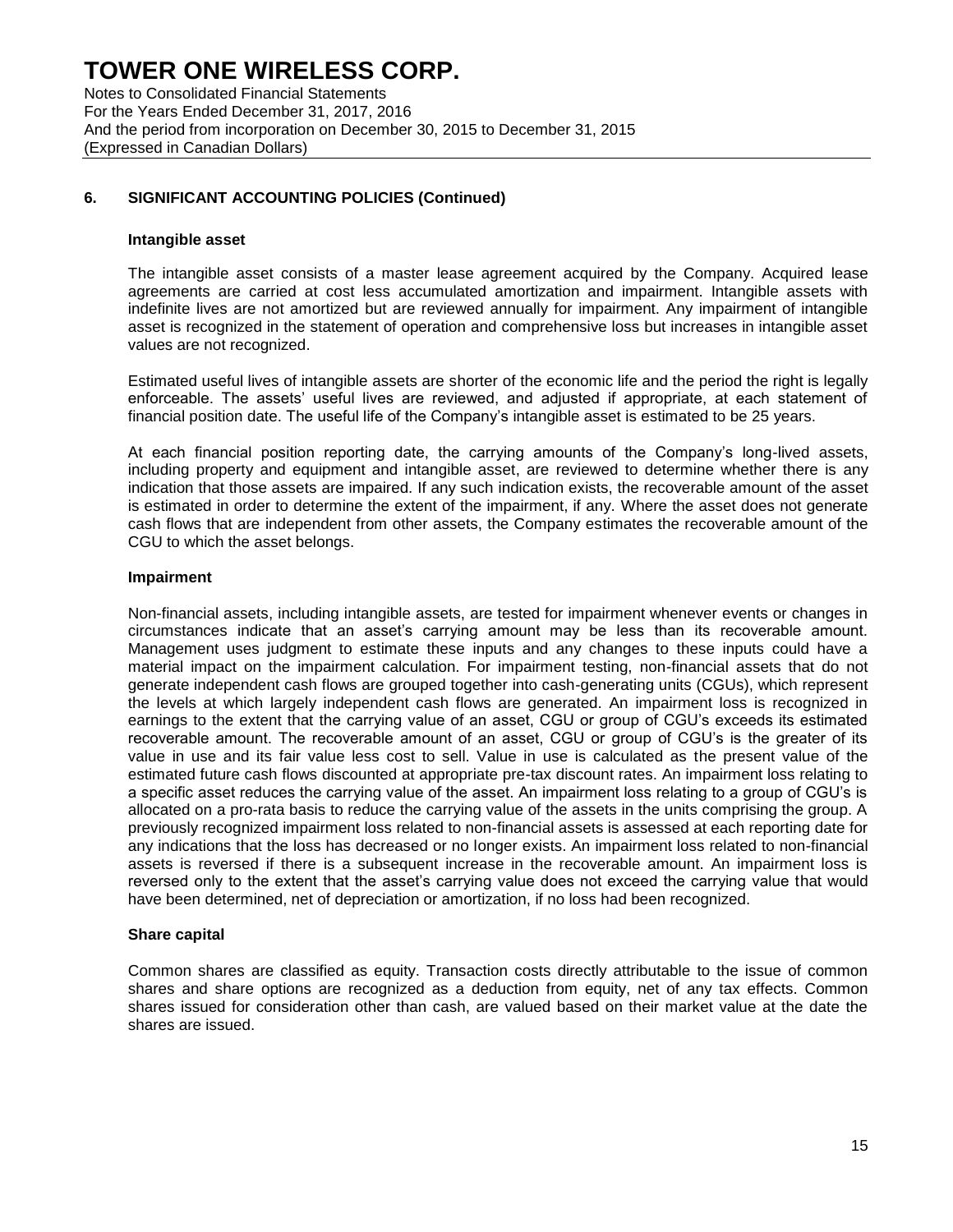## 6. SIGNIFICANT ACCOUNTING POLICIES (Continued)

### Intangible asset

The intangible asset consists of a master lease agreement acquired by the Company. Acquired lease agreements are carried at cost less accumulated amortization and impairment. Intangible assets with indefinite lives are not amortized but are reviewed annually for impairment. Any impairment of intangible asset is recognized in the statement of operation and comprehensive loss but increases in intangible asset values are not recognized.

Estimated useful lives of intangible assets are shorter of the economic life and the period the right is legally enforceable. The assets' useful lives are reviewed, and adjusted if appropriate, at each statement of financial position date. The useful life of the Company's intangible asset is estimated to be 25 years.

At each financial position reporting date, the carrying amounts of the Company's long-lived assets, including property and equipment and intangible asset, are reviewed to determine whether there is any indication that those assets are impaired. If any such indication exists, the recoverable amount of the asset is estimated in order to determine the extent of the impairment, if any. Where the asset does not generate cash flows that are independent from other assets, the Company estimates the recoverable amount of the CGU to which the asset belongs.

### Impairment

Non-financial assets, including intangible assets, are tested for impairment whenever events or changes in circumstances indicate that an asset's carrying amount may be less than its recoverable amount. Management uses judgment to estimate these inputs and any changes to these inputs could have a material impact on the impairment calculation. For impairment testing, non-financial assets that do not generate independent cash flows are grouped together into cash-generating units (CGUs), which represent the levels at which largely independent cash flows are generated. An impairment loss is recognized in earnings to the extent that the carrying value of an asset, CGU or group of CGU's exceeds its estimated recoverable amount. The recoverable amount of an asset, CGU or group of CGU's is the greater of its value in use and its fair value less cost to sell. Value in use is calculated as the present value of the estimated future cash flows discounted at appropriate pre-tax discount rates. An impairment loss relating to a specific asset reduces the carrying value of the asset. An impairment loss relating to a group of CGU's is allocated on a pro-rata basis to reduce the carrying value of the assets in the units comprising the group. A previously recognized impairment loss related to non-financial assets is assessed at each reporting date for any indications that the loss has decreased or no longer exists. An impairment loss related to non-financial assets is reversed if there is a subsequent increase in the recoverable amount. An impairment loss is reversed only to the extent that the asset's carrying value does not exceed the carrying value that would have been determined, net of depreciation or amortization, if no loss had been recognized.

### Share capital

Common shares are classified as equity. Transaction costs directly attributable to the issue of common shares and share options are recognized as a deduction from equity, net of any tax effects. Common shares issued for consideration other than cash, are valued based on their market value at the date the shares are issued.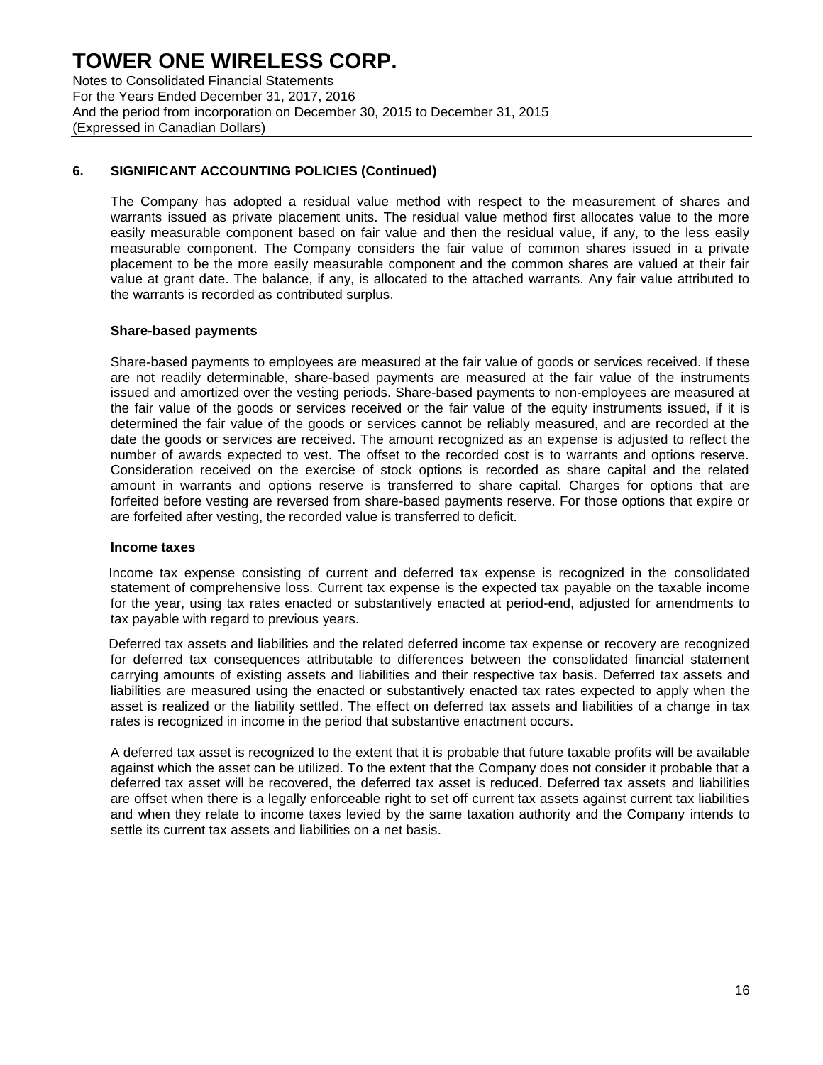## 6. SIGNIFICANT ACCOUNTING POLICIES (Continued)

The Company has adopted a residual value method with respect to the measurement of shares and warrants issued as private placement units. The residual value method first allocates value to the more easily measurable component based on fair value and then the residual value, if any, to the less easily measurable component. The Company considers the fair value of common shares issued in a private placement to be the more easily measurable component and the common shares are valued at their fair value at grant date. The balance, if any, is allocated to the attached warrants. Any fair value attributed to the warrants is recorded as contributed surplus.

### Share-based payments

Share-based payments to employees are measured at the fair value of goods or services received. If these are not readily determinable, share-based payments are measured at the fair value of the instruments issued and amortized over the vesting periods. Share-based payments to non-employees are measured at the fair value of the goods or services received or the fair value of the equity instruments issued, if it is determined the fair value of the goods or services cannot be reliably measured, and are recorded at the date the goods or services are received. The amount recognized as an expense is adjusted to reflect the number of awards expected to vest. The offset to the recorded cost is to warrants and options reserve. Consideration received on the exercise of stock options is recorded as share capital and the related amount in warrants and options reserve is transferred to share capital. Charges for options that are forfeited before vesting are reversed from share-based payments reserve. For those options that expire or are forfeited after vesting, the recorded value is transferred to deficit.

### Income taxes

Income tax expense consisting of current and deferred tax expense is recognized in the consolidated statement of comprehensive loss. Current tax expense is the expected tax payable on the taxable income for the year, using tax rates enacted or substantively enacted at period-end, adjusted for amendments to tax payable with regard to previous years.

Deferred tax assets and liabilities and the related deferred income tax expense or recovery are recognized for deferred tax consequences attributable to differences between the consolidated financial statement carrying amounts of existing assets and liabilities and their respective tax basis. Deferred tax assets and liabilities are measured using the enacted or substantively enacted tax rates expected to apply when the asset is realized or the liability settled. The effect on deferred tax assets and liabilities of a change in tax rates is recognized in income in the period that substantive enactment occurs.

A deferred tax asset is recognized to the extent that it is probable that future taxable profits will be available against which the asset can be utilized. To the extent that the Company does not consider it probable that a deferred tax asset will be recovered, the deferred tax asset is reduced. Deferred tax assets and liabilities are offset when there is a legally enforceable right to set off current tax assets against current tax liabilities and when they relate to income taxes levied by the same taxation authority and the Company intends to settle its current tax assets and liabilities on a net basis.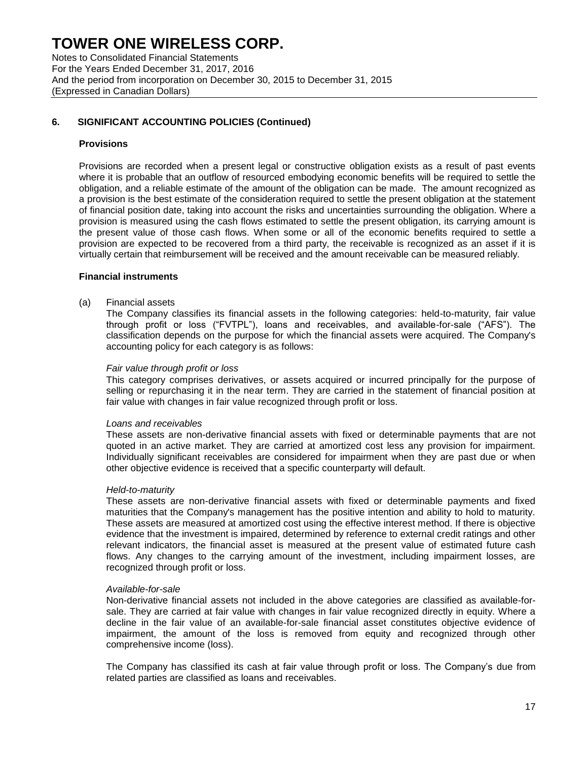## 6. SIGNIFICANT ACCOUNTING POLICIES (Continued)

### Provisions

Provisions are recorded when a present legal or constructive obligation exists as a result of past events where it is probable that an outflow of resourced embodying economic benefits will be required to settle the obligation, and a reliable estimate of the amount of the obligation can be made. The amount recognized as a provision is the best estimate of the consideration required to settle the present obligation at the statement of financial position date, taking into account the risks and uncertainties surrounding the obligation. Where a provision is measured using the cash flows estimated to settle the present obligation, its carrying amount is the present value of those cash flows. When some or all of the economic benefits required to settle a provision are expected to be recovered from a third party, the receivable is recognized as an asset if it is virtually certain that reimbursement will be received and the amount receivable can be measured reliably.

### Financial instruments

(a) Financial assets

The Company classifies its financial assets in the following categories: held-to-maturity, fair value through profit or loss ("FVTPL"), loans and receivables, and available-for-sale ("AFS"). The classification depends on the purpose for which the financial assets were acquired. The Company's accounting policy for each category is as follows:

*Fair value through profit or loss*

This category comprises derivatives, or assets acquired or incurred principally for the purpose of selling or repurchasing it in the near term. They are carried in the statement of financial position at fair value with changes in fair value recognized through profit or loss.

*Loans and receivables*

These assets are non-derivative financial assets with fixed or determinable payments that are not quoted in an active market. They are carried at amortized cost less any provision for impairment. Individually significant receivables are considered for impairment when they are past due or when other objective evidence is received that a specific counterparty will default.

*Held-to-maturity*

These assets are non-derivative financial assets with fixed or determinable payments and fixed maturities that the Company's management has the positive intention and ability to hold to maturity. These assets are measured at amortized cost using the effective interest method. If there is objective evidence that the investment is impaired, determined by reference to external credit ratings and other relevant indicators, the financial asset is measured at the present value of estimated future cash flows. Any changes to the carrying amount of the investment, including impairment losses, are recognized through profit or loss.

*Available-for-sale*

Non-derivative financial assets not included in the above categories are classified as available-for-sale. They are carried at fair value with changes in fair value recognized directly in equity. Where a decline in the fair value of an available-for-sale financial asset constitutes objective evidence of impairment, the amount of the loss is removed from equity and recognized through other comprehensive income (loss).

The Company has classified its cash at fair value through profit or loss. The Company's due from related parties are classified as loans and receivables.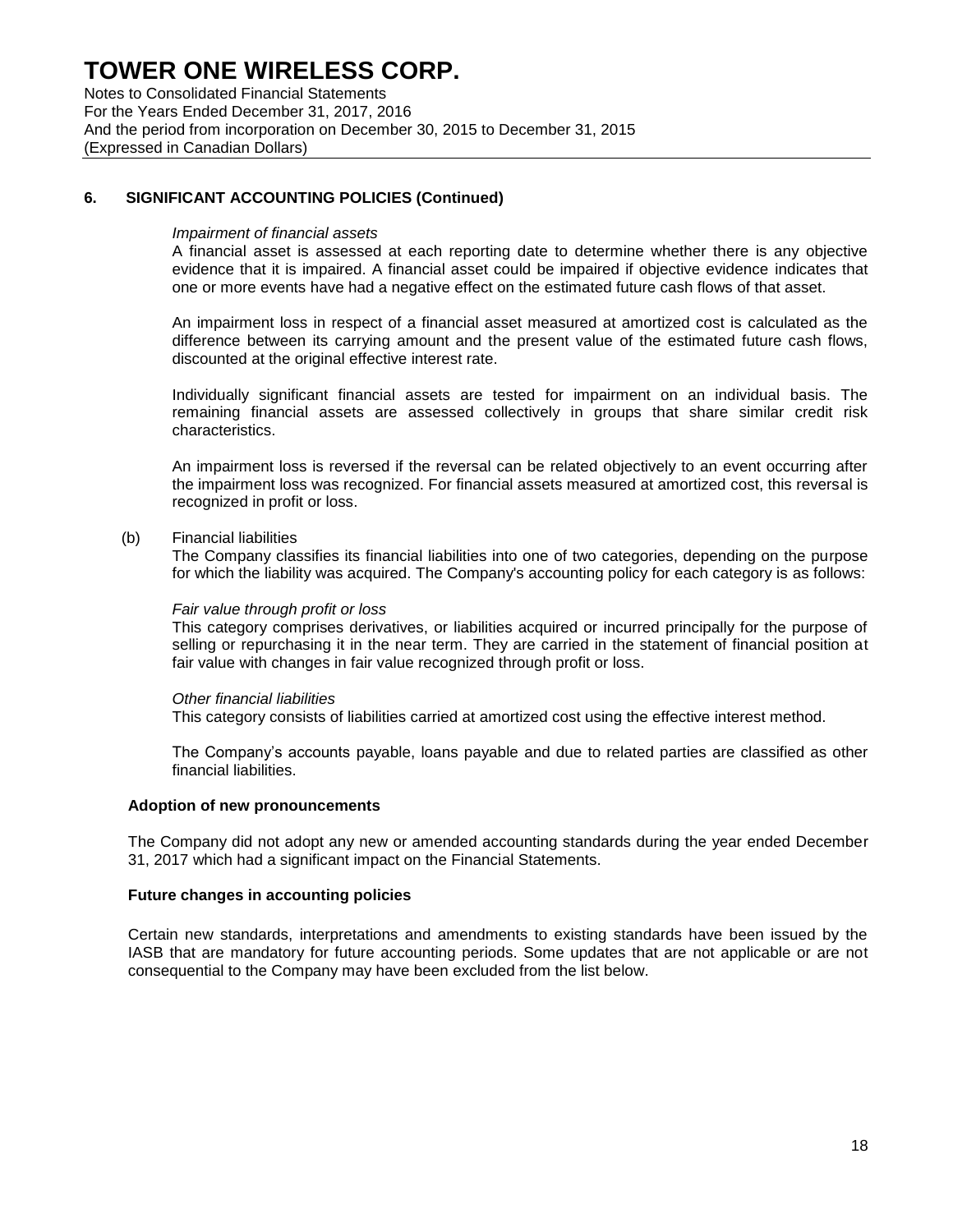## 6. SIGNIFICANT ACCOUNTING POLICIES (Continued)

*Impairment of financial assets*

A financial asset is assessed at each reporting date to determine whether there is any objective evidence that it is impaired. A financial asset could be impaired if objective evidence indicates that one or more events have had a negative effect on the estimated future cash flows of that asset.

An impairment loss in respect of a financial asset measured at amortized cost is calculated as the difference between its carrying amount and the present value of the estimated future cash flows, discounted at the original effective interest rate.

Individually significant financial assets are tested for impairment on an individual basis. The remaining financial assets are assessed collectively in groups that share similar credit risk characteristics.

An impairment loss is reversed if the reversal can be related objectively to an event occurring after the impairment loss was recognized. For financial assets measured at amortized cost, this reversal is recognized in profit or loss.

(b) Financial liabilities

The Company classifies its financial liabilities into one of two categories, depending on the purpose for which the liability was acquired. The Company's accounting policy for each category is as follows:

*Fair value through profit or loss*

This category comprises derivatives, or liabilities acquired or incurred principally for the purpose of selling or repurchasing it in the near term. They are carried in the statement of financial position at fair value with changes in fair value recognized through profit or loss.

*Other financial liabilities*

This category consists of liabilities carried at amortized cost using the effective interest method.

The Company's accounts payable, loans payable and due to related parties are classified as other financial liabilities.

**Adoption of new pronouncements**

The Company did not adopt any new or amended accounting standards during the year ended December 31, 2017 which had a significant impact on the Financial Statements.

**Future changes in accounting policies**

Certain new standards, interpretations and amendments to existing standards have been issued by the IASB that are mandatory for future accounting periods. Some updates that are not applicable or are not consequential to the Company may have been excluded from the list below.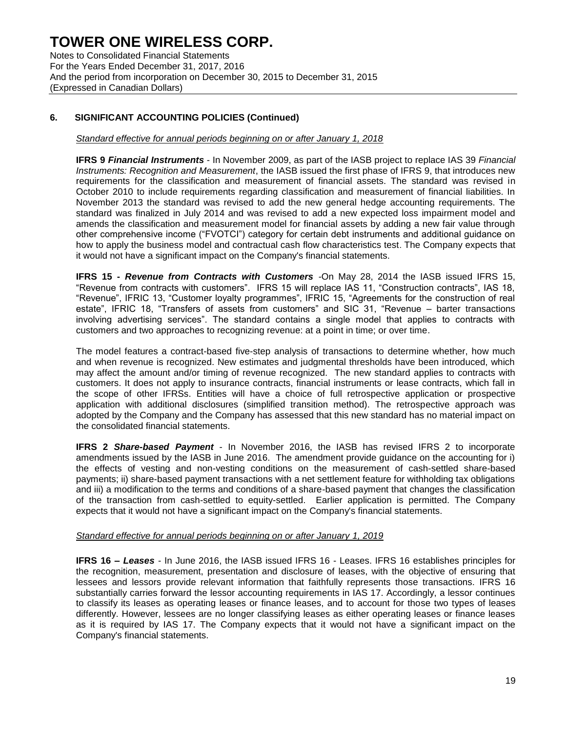## 6. SIGNIFICANT ACCOUNTING POLICIES (Continued)

*Standard effective for annual periods beginning on or after January 1, 2018*

**IFRS 9 *Financial Instruments*** - In November 2009, as part of the IASB project to replace IAS 39 *Financial Instruments: Recognition and Measurement*, the IASB issued the first phase of IFRS 9, that introduces new requirements for the classification and measurement of financial assets. The standard was revised in October 2010 to include requirements regarding classification and measurement of financial liabilities. In November 2013 the standard was revised to add the new general hedge accounting requirements. The standard was finalized in July 2014 and was revised to add a new expected loss impairment model and amends the classification and measurement model for financial assets by adding a new fair value through other comprehensive income ("FVOTCI") category for certain debt instruments and additional guidance on how to apply the business model and contractual cash flow characteristics test. The Company expects that it would not have a significant impact on the Company's financial statements.

**IFRS 15 - *Revenue from Contracts with Customers*** -On May 28, 2014 the IASB issued IFRS 15, "Revenue from contracts with customers". IFRS 15 will replace IAS 11, "Construction contracts", IAS 18, "Revenue", IFRIC 13, "Customer loyalty programmes", IFRIC 15, "Agreements for the construction of real estate", IFRIC 18, "Transfers of assets from customers" and SIC 31, "Revenue – barter transactions involving advertising services". The standard contains a single model that applies to contracts with customers and two approaches to recognizing revenue: at a point in time; or over time.

The model features a contract-based five-step analysis of transactions to determine whether, how much and when revenue is recognized. New estimates and judgmental thresholds have been introduced, which may affect the amount and/or timing of revenue recognized. The new standard applies to contracts with customers. It does not apply to insurance contracts, financial instruments or lease contracts, which fall in the scope of other IFRSs. Entities will have a choice of full retrospective application or prospective application with additional disclosures (simplified transition method). The retrospective approach was adopted by the Company and the Company has assessed that this new standard has no material impact on the consolidated financial statements.

**IFRS 2 *Share-based Payment*** - In November 2016, the IASB has revised IFRS 2 to incorporate amendments issued by the IASB in June 2016. The amendment provide guidance on the accounting for i) the effects of vesting and non-vesting conditions on the measurement of cash-settled share-based payments; ii) share-based payment transactions with a net settlement feature for withholding tax obligations and iii) a modification to the terms and conditions of a share-based payment that changes the classification of the transaction from cash-settled to equity-settled. Earlier application is permitted. The Company expects that it would not have a significant impact on the Company's financial statements.

*Standard effective for annual periods beginning on or after January 1, 2019*

**IFRS 16 – *Leases*** - In June 2016, the IASB issued IFRS 16 - Leases. IFRS 16 establishes principles for the recognition, measurement, presentation and disclosure of leases, with the objective of ensuring that lessees and lessors provide relevant information that faithfully represents those transactions. IFRS 16 substantially carries forward the lessor accounting requirements in IAS 17. Accordingly, a lessor continues to classify its leases as operating leases or finance leases, and to account for those two types of leases differently. However, lessees are no longer classifying leases as either operating leases or finance leases as it is required by IAS 17. The Company expects that it would not have a significant impact on the Company's financial statements.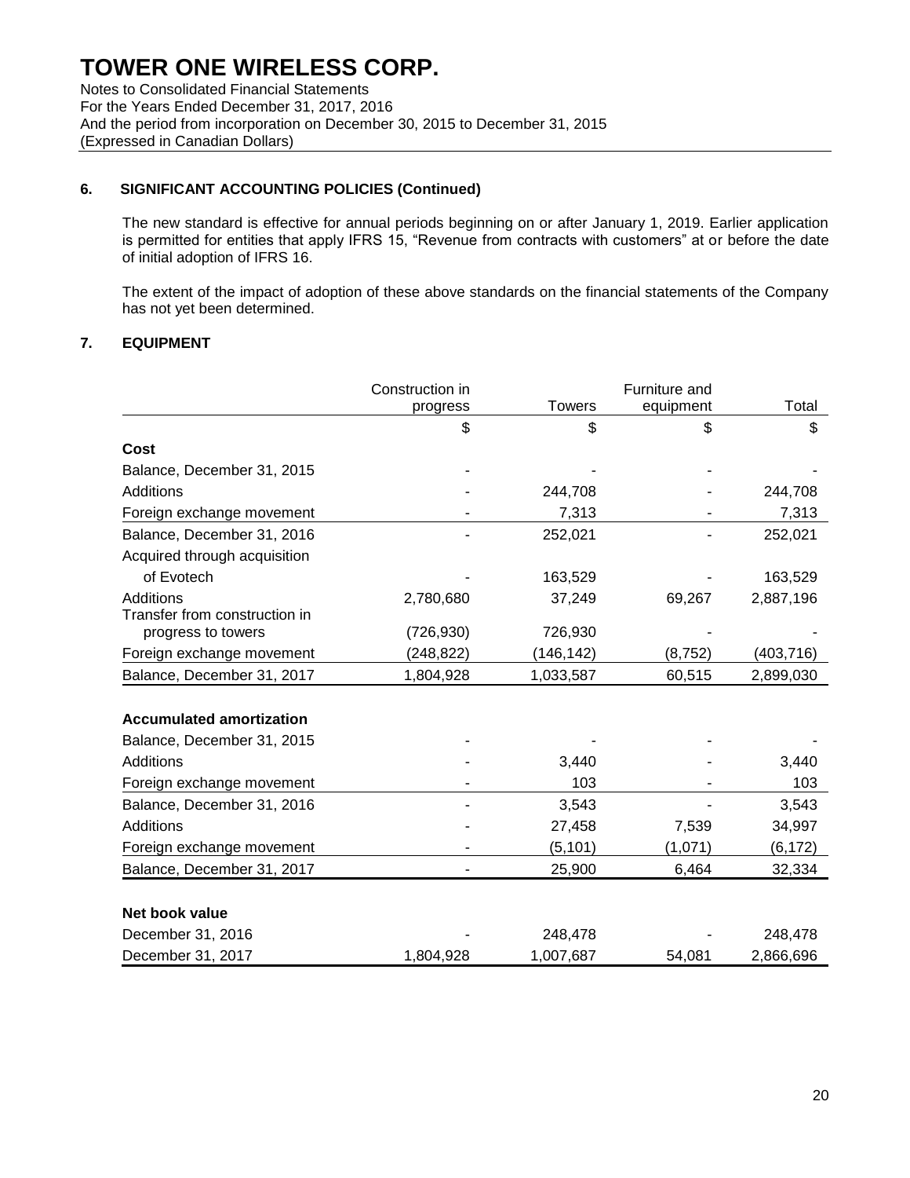# TOWER ONE WIRELESS CORP.

Notes to Consolidated Financial Statements
For the Years Ended December 31, 2017, 2016
And the period from incorporation on December 30, 2015 to December 31, 2015
(Expressed in Canadian Dollars)

## 6. SIGNIFICANT ACCOUNTING POLICIES (Continued)

The new standard is effective for annual periods beginning on or after January 1, 2019. Earlier application is permitted for entities that apply IFRS 15, "Revenue from contracts with customers" at or before the date of initial adoption of IFRS 16.

The extent of the impact of adoption of these above standards on the financial statements of the Company has not yet been determined.

## 7. EQUIPMENT

| | Construction in progress | Towers | Furniture and equipment | Total |
|---|---|---|---|---|
| | $ | $ | $ | $ |
| **Cost** | | | | |
| Balance, December 31, 2015 | - | - | - | - |
| Additions | - | 244,708 | - | 244,708 |
| Foreign exchange movement | - | 7,313 | - | 7,313 |
| Balance, December 31, 2016 | - | 252,021 | - | 252,021 |
| Acquired through acquisition of Evotech | - | 163,529 | - | 163,529 |
| Additions | 2,780,680 | 37,249 | 69,267 | 2,887,196 |
| Transfer from construction in progress to towers | (726,930) | 726,930 | - | - |
| Foreign exchange movement | (248,822) | (146,142) | (8,752) | (403,716) |
| Balance, December 31, 2017 | 1,804,928 | 1,033,587 | 60,515 | 2,899,030 |
| | | | | |
| **Accumulated amortization** | | | | |
| Balance, December 31, 2015 | - | - | - | - |
| Additions | - | 3,440 | - | 3,440 |
| Foreign exchange movement | - | 103 | - | 103 |
| Balance, December 31, 2016 | - | 3,543 | - | 3,543 |
| Additions | - | 27,458 | 7,539 | 34,997 |
| Foreign exchange movement | - | (5,101) | (1,071) | (6,172) |
| Balance, December 31, 2017 | - | 25,900 | 6,464 | 32,334 |
| | | | | |
| **Net book value** | | | | |
| December 31, 2016 | - | 248,478 | - | 248,478 |
| December 31, 2017 | 1,804,928 | 1,007,687 | 54,081 | 2,866,696 |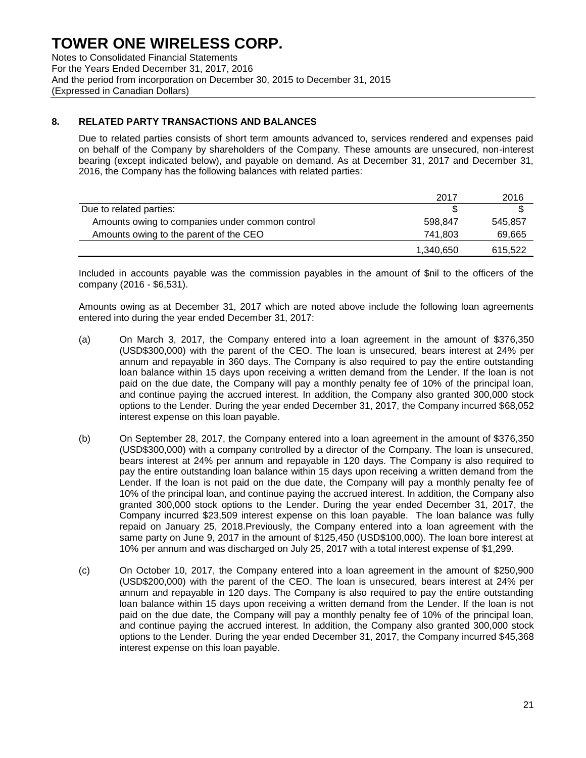# TOWER ONE WIRELESS CORP.

Notes to Consolidated Financial Statements
For the Years Ended December 31, 2017, 2016
And the period from incorporation on December 30, 2015 to December 31, 2015
(Expressed in Canadian Dollars)

## 8. RELATED PARTY TRANSACTIONS AND BALANCES

Due to related parties consists of short term amounts advanced to, services rendered and expenses paid on behalf of the Company by shareholders of the Company. These amounts are unsecured, non-interest bearing (except indicated below), and payable on demand. As at December 31, 2017 and December 31, 2016, the Company has the following balances with related parties:

| | 2017 | 2016 |
|---|---|---|
| Due to related parties: | $ | $ |
| Amounts owing to companies under common control | 598,847 | 545,857 |
| Amounts owing to the parent of the CEO | 741,803 | 69,665 |
| | 1,340,650 | 615,522 |

Included in accounts payable was the commission payables in the amount of $nil to the officers of the company (2016 - $6,531).

Amounts owing as at December 31, 2017 which are noted above include the following loan agreements entered into during the year ended December 31, 2017:

(a) On March 3, 2017, the Company entered into a loan agreement in the amount of $376,350 (USD$300,000) with the parent of the CEO. The loan is unsecured, bears interest at 24% per annum and repayable in 360 days. The Company is also required to pay the entire outstanding loan balance within 15 days upon receiving a written demand from the Lender. If the loan is not paid on the due date, the Company will pay a monthly penalty fee of 10% of the principal loan, and continue paying the accrued interest. In addition, the Company also granted 300,000 stock options to the Lender. During the year ended December 31, 2017, the Company incurred $68,052 interest expense on this loan payable.

(b) On September 28, 2017, the Company entered into a loan agreement in the amount of $376,350 (USD$300,000) with a company controlled by a director of the Company. The loan is unsecured, bears interest at 24% per annum and repayable in 120 days. The Company is also required to pay the entire outstanding loan balance within 15 days upon receiving a written demand from the Lender. If the loan is not paid on the due date, the Company will pay a monthly penalty fee of 10% of the principal loan, and continue paying the accrued interest. In addition, the Company also granted 300,000 stock options to the Lender. During the year ended December 31, 2017, the Company incurred $23,509 interest expense on this loan payable. The loan balance was fully repaid on January 25, 2018.Previously, the Company entered into a loan agreement with the same party on June 9, 2017 in the amount of $125,450 (USD$100,000). The loan bore interest at 10% per annum and was discharged on July 25, 2017 with a total interest expense of $1,299.

(c) On October 10, 2017, the Company entered into a loan agreement in the amount of $250,900 (USD$200,000) with the parent of the CEO. The loan is unsecured, bears interest at 24% per annum and repayable in 120 days. The Company is also required to pay the entire outstanding loan balance within 15 days upon receiving a written demand from the Lender. If the loan is not paid on the due date, the Company will pay a monthly penalty fee of 10% of the principal loan, and continue paying the accrued interest. In addition, the Company also granted 300,000 stock options to the Lender. During the year ended December 31, 2017, the Company incurred $45,368 interest expense on this loan payable.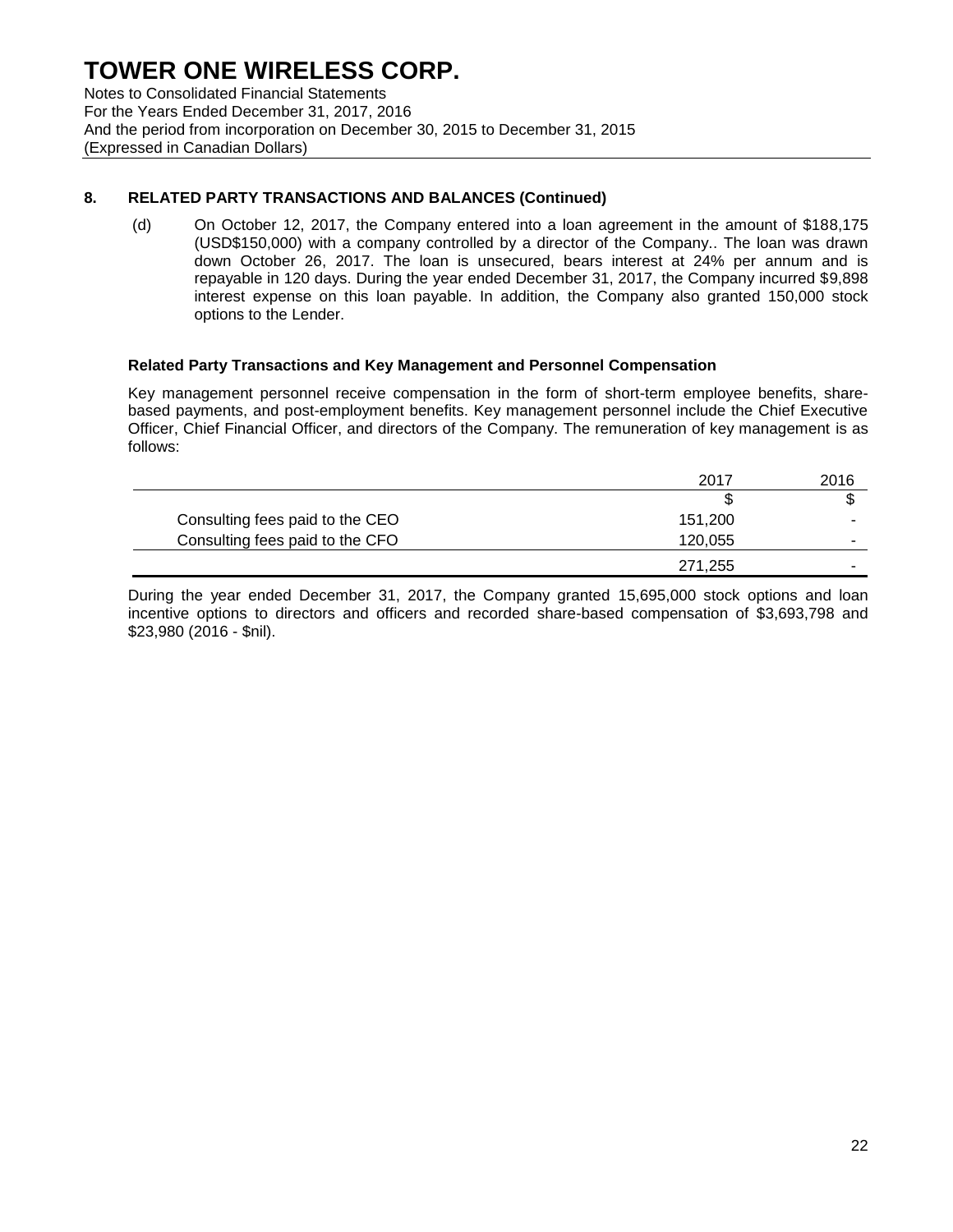## 8. RELATED PARTY TRANSACTIONS AND BALANCES (Continued)

(d) On October 12, 2017, the Company entered into a loan agreement in the amount of $188,175 (USD$150,000) with a company controlled by a director of the Company.. The loan was drawn down October 26, 2017. The loan is unsecured, bears interest at 24% per annum and is repayable in 120 days. During the year ended December 31, 2017, the Company incurred $9,898 interest expense on this loan payable. In addition, the Company also granted 150,000 stock options to the Lender.

**Related Party Transactions and Key Management and Personnel Compensation**

Key management personnel receive compensation in the form of short-term employee benefits, share-based payments, and post-employment benefits. Key management personnel include the Chief Executive Officer, Chief Financial Officer, and directors of the Company. The remuneration of key management is as follows:

| | 2017 | 2016 |
|---|---|---|
| | $ | $ |
| Consulting fees paid to the CEO | 151,200 | - |
| Consulting fees paid to the CFO | 120,055 | - |
| | 271,255 | - |

During the year ended December 31, 2017, the Company granted 15,695,000 stock options and loan incentive options to directors and officers and recorded share-based compensation of $3,693,798 and $23,980 (2016 - $nil).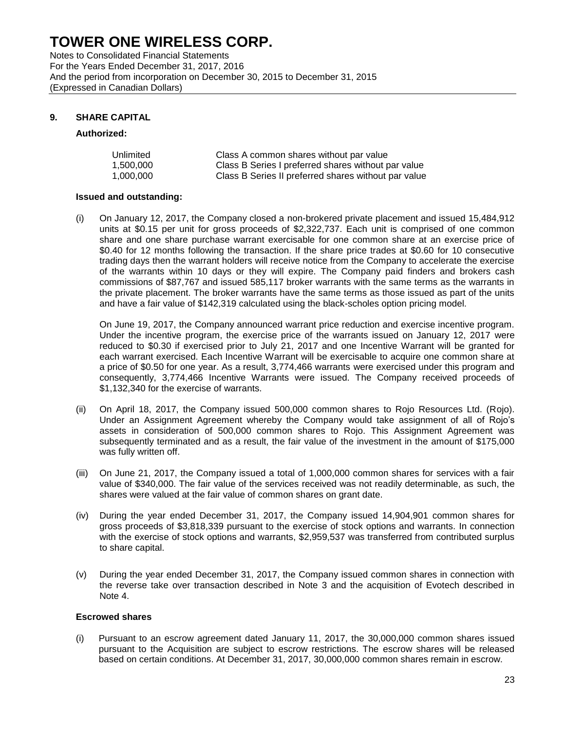# TOWER ONE WIRELESS CORP.

Notes to Consolidated Financial Statements
For the Years Ended December 31, 2017, 2016
And the period from incorporation on December 30, 2015 to December 31, 2015
(Expressed in Canadian Dollars)

## 9. SHARE CAPITAL

**Authorized:**

| | |
|---|---|
| Unlimited | Class A common shares without par value |
| 1,500,000 | Class B Series I preferred shares without par value |
| 1,000,000 | Class B Series II preferred shares without par value |

**Issued and outstanding:**

(i) On January 12, 2017, the Company closed a non-brokered private placement and issued 15,484,912 units at $0.15 per unit for gross proceeds of $2,322,737. Each unit is comprised of one common share and one share purchase warrant exercisable for one common share at an exercise price of $0.40 for 12 months following the transaction. If the share price trades at $0.60 for 10 consecutive trading days then the warrant holders will receive notice from the Company to accelerate the exercise of the warrants within 10 days or they will expire. The Company paid finders and brokers cash commissions of $87,767 and issued 585,117 broker warrants with the same terms as the warrants in the private placement. The broker warrants have the same terms as those issued as part of the units and have a fair value of $142,319 calculated using the black-scholes option pricing model.

On June 19, 2017, the Company announced warrant price reduction and exercise incentive program. Under the incentive program, the exercise price of the warrants issued on January 12, 2017 were reduced to $0.30 if exercised prior to July 21, 2017 and one Incentive Warrant will be granted for each warrant exercised. Each Incentive Warrant will be exercisable to acquire one common share at a price of $0.50 for one year. As a result, 3,774,466 warrants were exercised under this program and consequently, 3,774,466 Incentive Warrants were issued. The Company received proceeds of $1,132,340 for the exercise of warrants.

(ii) On April 18, 2017, the Company issued 500,000 common shares to Rojo Resources Ltd. (Rojo). Under an Assignment Agreement whereby the Company would take assignment of all of Rojo's assets in consideration of 500,000 common shares to Rojo. This Assignment Agreement was subsequently terminated and as a result, the fair value of the investment in the amount of $175,000 was fully written off.

(iii) On June 21, 2017, the Company issued a total of 1,000,000 common shares for services with a fair value of $340,000. The fair value of the services received was not readily determinable, as such, the shares were valued at the fair value of common shares on grant date.

(iv) During the year ended December 31, 2017, the Company issued 14,904,901 common shares for gross proceeds of $3,818,339 pursuant to the exercise of stock options and warrants. In connection with the exercise of stock options and warrants, $2,959,537 was transferred from contributed surplus to share capital.

(v) During the year ended December 31, 2017, the Company issued common shares in connection with the reverse take over transaction described in Note 3 and the acquisition of Evotech described in Note 4.

**Escrowed shares**

(i) Pursuant to an escrow agreement dated January 11, 2017, the 30,000,000 common shares issued pursuant to the Acquisition are subject to escrow restrictions. The escrow shares will be released based on certain conditions. At December 31, 2017, 30,000,000 common shares remain in escrow.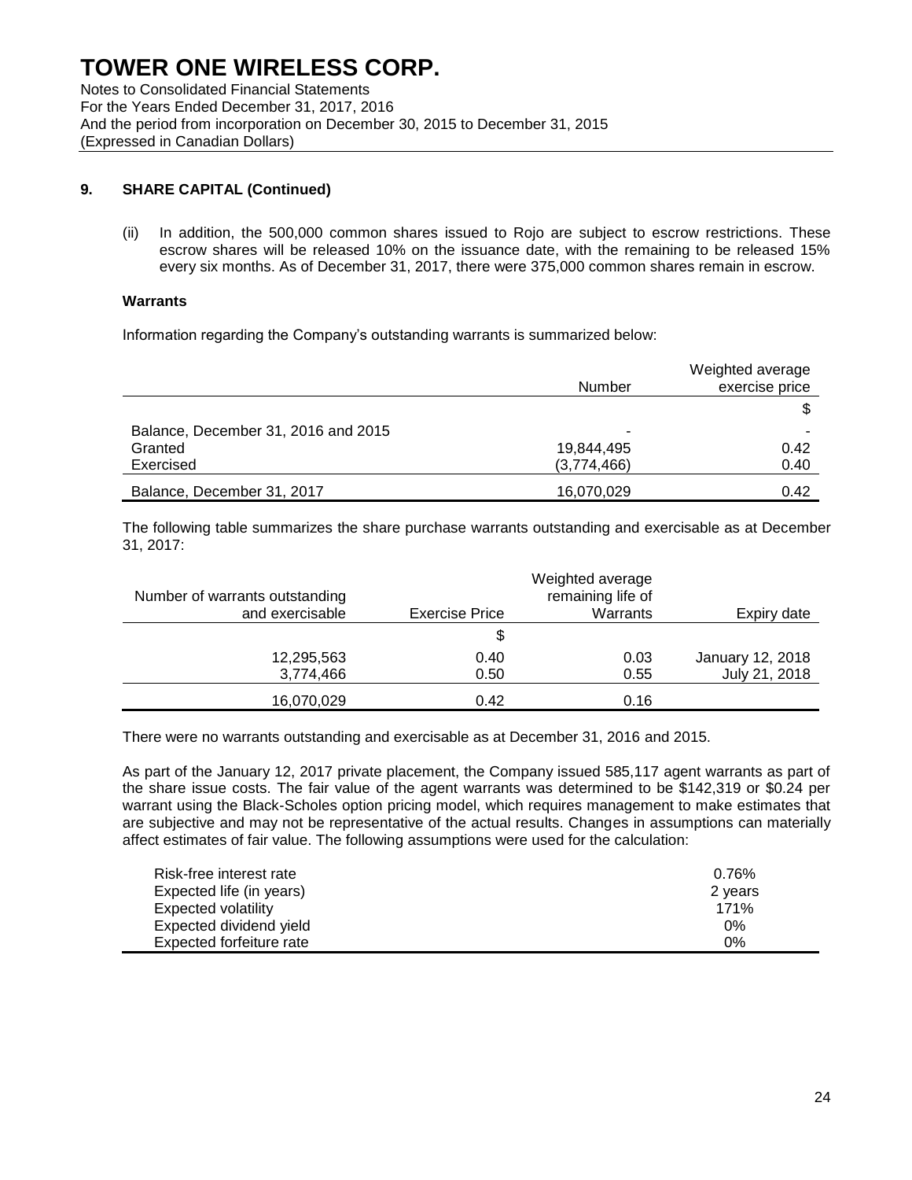## 9. SHARE CAPITAL (Continued)

(ii) In addition, the 500,000 common shares issued to Rojo are subject to escrow restrictions. These escrow shares will be released 10% on the issuance date, with the remaining to be released 15% every six months. As of December 31, 2017, there were 375,000 common shares remain in escrow.

**Warrants**

Information regarding the Company's outstanding warrants is summarized below:

| | Number | Weighted average exercise price |
|---|---|---|
| | | $ |
| Balance, December 31, 2016 and 2015 | - | - |
| Granted | 19,844,495 | 0.42 |
| Exercised | (3,774,466) | 0.40 |
| Balance, December 31, 2017 | 16,070,029 | 0.42 |

The following table summarizes the share purchase warrants outstanding and exercisable as at December 31, 2017:

| Number of warrants outstanding and exercisable | Exercise Price | Weighted average remaining life of Warrants | Expiry date |
|---|---|---|---|
| | $ | | |
| 12,295,563 | 0.40 | 0.03 | January 12, 2018 |
| 3,774,466 | 0.50 | 0.55 | July 21, 2018 |
| 16,070,029 | 0.42 | 0.16 | |

There were no warrants outstanding and exercisable as at December 31, 2016 and 2015.

As part of the January 12, 2017 private placement, the Company issued 585,117 agent warrants as part of the share issue costs. The fair value of the agent warrants was determined to be $142,319 or $0.24 per warrant using the Black-Scholes option pricing model, which requires management to make estimates that are subjective and may not be representative of the actual results. Changes in assumptions can materially affect estimates of fair value. The following assumptions were used for the calculation:

| | |
|---|---|
| Risk-free interest rate | 0.76% |
| Expected life (in years) | 2 years |
| Expected volatility | 171% |
| Expected dividend yield | 0% |
| Expected forfeiture rate | 0% |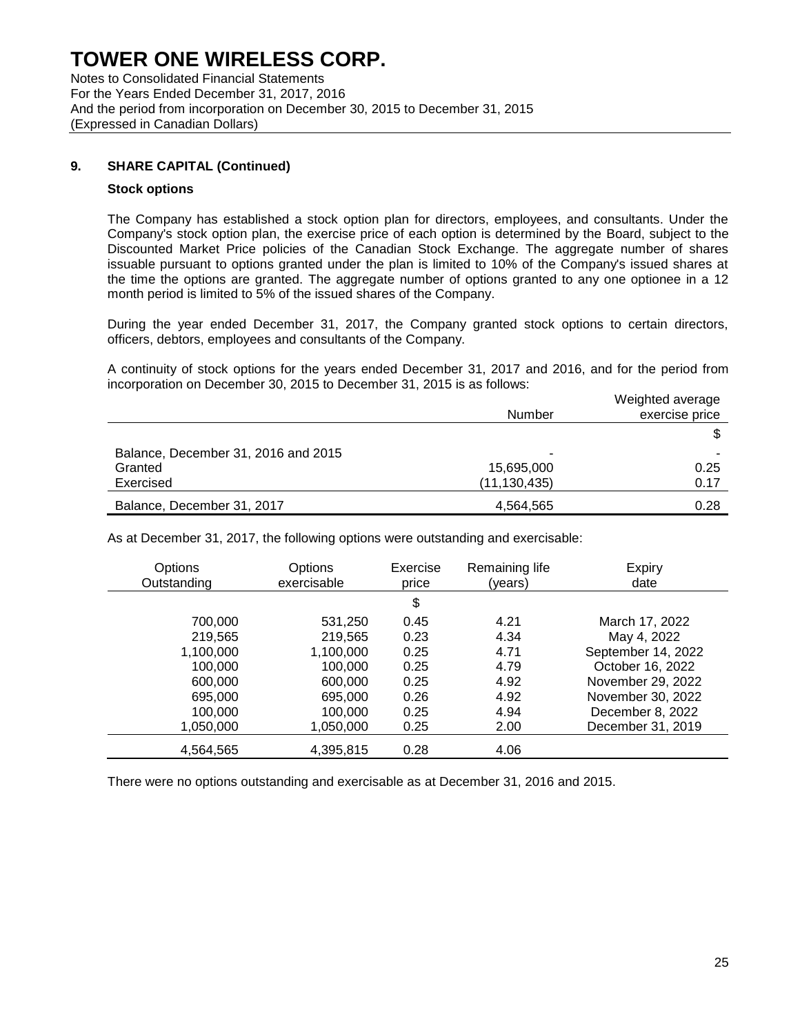# TOWER ONE WIRELESS CORP.

Notes to Consolidated Financial Statements
For the Years Ended December 31, 2017, 2016
And the period from incorporation on December 30, 2015 to December 31, 2015
(Expressed in Canadian Dollars)

## 9. SHARE CAPITAL (Continued)

### Stock options

The Company has established a stock option plan for directors, employees, and consultants. Under the Company's stock option plan, the exercise price of each option is determined by the Board, subject to the Discounted Market Price policies of the Canadian Stock Exchange. The aggregate number of shares issuable pursuant to options granted under the plan is limited to 10% of the Company's issued shares at the time the options are granted. The aggregate number of options granted to any one optionee in a 12 month period is limited to 5% of the issued shares of the Company.

During the year ended December 31, 2017, the Company granted stock options to certain directors, officers, debtors, employees and consultants of the Company.

A continuity of stock options for the years ended December 31, 2017 and 2016, and for the period from incorporation on December 30, 2015 to December 31, 2015 is as follows:

| | Number | Weighted average exercise price |
|---|---|---|
| | | $ |
| Balance, December 31, 2016 and 2015 | - | - |
| Granted | 15,695,000 | 0.25 |
| Exercised | (11,130,435) | 0.17 |
| Balance, December 31, 2017 | 4,564,565 | 0.28 |

As at December 31, 2017, the following options were outstanding and exercisable:

| Options Outstanding | Options exercisable | Exercise price | Remaining life (years) | Expiry date |
|---|---|---|---|---|
| | | $ | | |
| 700,000 | 531,250 | 0.45 | 4.21 | March 17, 2022 |
| 219,565 | 219,565 | 0.23 | 4.34 | May 4, 2022 |
| 1,100,000 | 1,100,000 | 0.25 | 4.71 | September 14, 2022 |
| 100,000 | 100,000 | 0.25 | 4.79 | October 16, 2022 |
| 600,000 | 600,000 | 0.25 | 4.92 | November 29, 2022 |
| 695,000 | 695,000 | 0.26 | 4.92 | November 30, 2022 |
| 100,000 | 100,000 | 0.25 | 4.94 | December 8, 2022 |
| 1,050,000 | 1,050,000 | 0.25 | 2.00 | December 31, 2019 |
| 4,564,565 | 4,395,815 | 0.28 | 4.06 | |

There were no options outstanding and exercisable as at December 31, 2016 and 2015.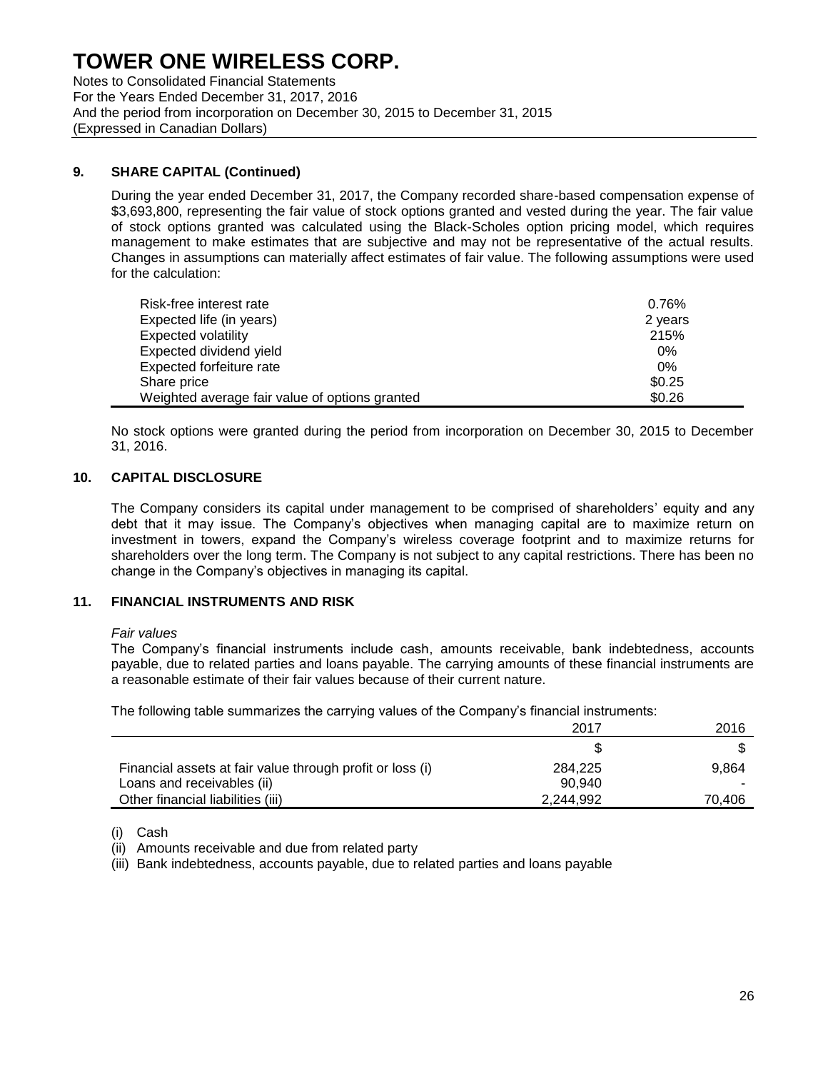# TOWER ONE WIRELESS CORP.

Notes to Consolidated Financial Statements
For the Years Ended December 31, 2017, 2016
And the period from incorporation on December 30, 2015 to December 31, 2015
(Expressed in Canadian Dollars)

## 9. SHARE CAPITAL (Continued)

During the year ended December 31, 2017, the Company recorded share-based compensation expense of \$3,693,800, representing the fair value of stock options granted and vested during the year. The fair value of stock options granted was calculated using the Black-Scholes option pricing model, which requires management to make estimates that are subjective and may not be representative of the actual results. Changes in assumptions can materially affect estimates of fair value. The following assumptions were used for the calculation:

| | |
|---|---|
| Risk-free interest rate | 0.76% |
| Expected life (in years) | 2 years |
| Expected volatility | 215% |
| Expected dividend yield | 0% |
| Expected forfeiture rate | 0% |
| Share price | \$0.25 |
| Weighted average fair value of options granted | \$0.26 |

No stock options were granted during the period from incorporation on December 30, 2015 to December 31, 2016.

## 10. CAPITAL DISCLOSURE

The Company considers its capital under management to be comprised of shareholders' equity and any debt that it may issue. The Company's objectives when managing capital are to maximize return on investment in towers, expand the Company's wireless coverage footprint and to maximize returns for shareholders over the long term. The Company is not subject to any capital restrictions. There has been no change in the Company's objectives in managing its capital.

## 11. FINANCIAL INSTRUMENTS AND RISK

*Fair values*

The Company's financial instruments include cash, amounts receivable, bank indebtedness, accounts payable, due to related parties and loans payable. The carrying amounts of these financial instruments are a reasonable estimate of their fair values because of their current nature.

The following table summarizes the carrying values of the Company's financial instruments:

| | 2017 | 2016 |
|---|---|---|
| | \$ | \$ |
| Financial assets at fair value through profit or loss (i) | 284,225 | 9,864 |
| Loans and receivables (ii) | 90,940 | - |
| Other financial liabilities (iii) | 2,244,992 | 70,406 |

(i) Cash
(ii) Amounts receivable and due from related party
(iii) Bank indebtedness, accounts payable, due to related parties and loans payable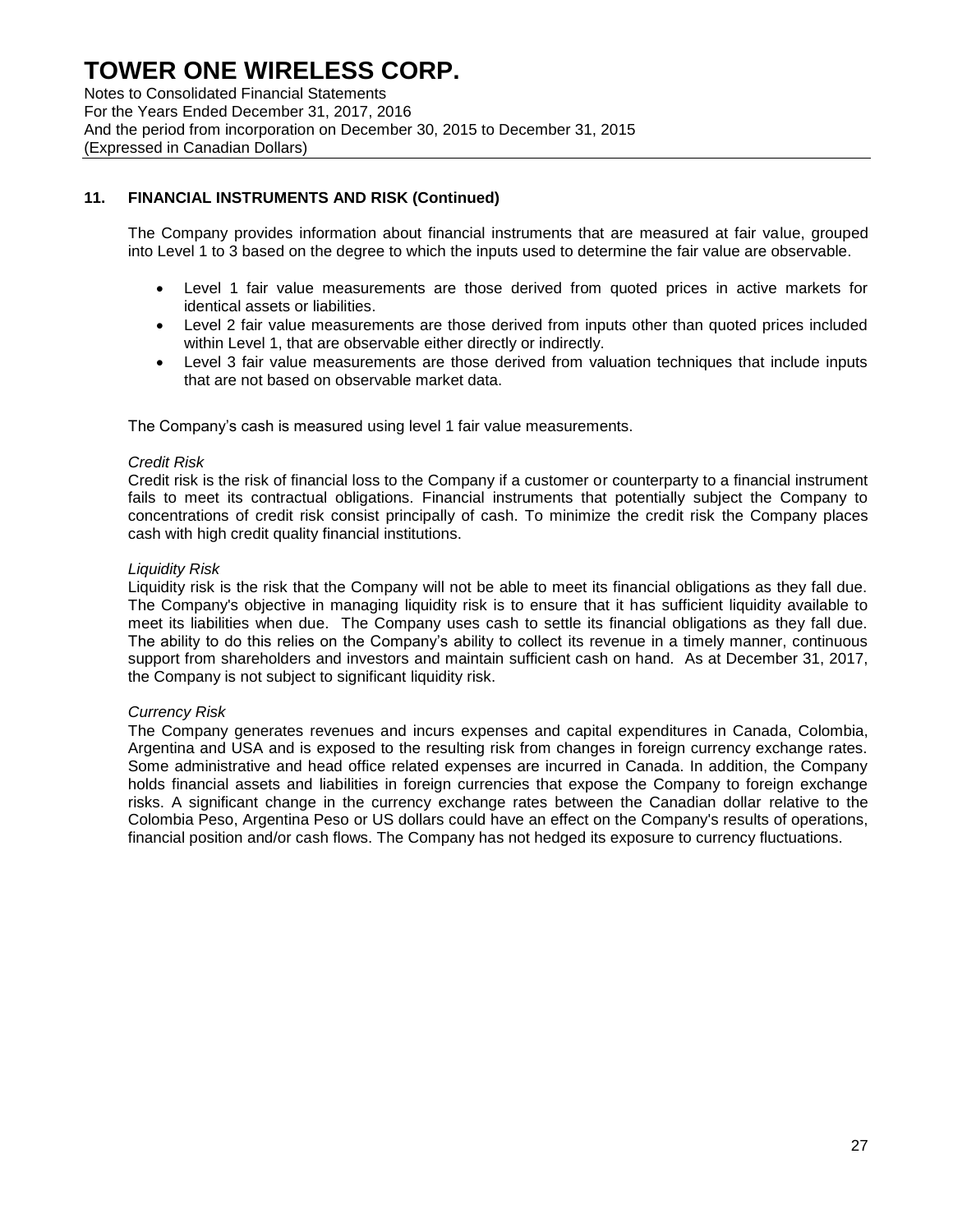## 11. FINANCIAL INSTRUMENTS AND RISK (Continued)

The Company provides information about financial instruments that are measured at fair value, grouped into Level 1 to 3 based on the degree to which the inputs used to determine the fair value are observable.

- Level 1 fair value measurements are those derived from quoted prices in active markets for identical assets or liabilities.
- Level 2 fair value measurements are those derived from inputs other than quoted prices included within Level 1, that are observable either directly or indirectly.
- Level 3 fair value measurements are those derived from valuation techniques that include inputs that are not based on observable market data.

The Company's cash is measured using level 1 fair value measurements.

*Credit Risk*
Credit risk is the risk of financial loss to the Company if a customer or counterparty to a financial instrument fails to meet its contractual obligations. Financial instruments that potentially subject the Company to concentrations of credit risk consist principally of cash. To minimize the credit risk the Company places cash with high credit quality financial institutions.

*Liquidity Risk*
Liquidity risk is the risk that the Company will not be able to meet its financial obligations as they fall due. The Company's objective in managing liquidity risk is to ensure that it has sufficient liquidity available to meet its liabilities when due. The Company uses cash to settle its financial obligations as they fall due. The ability to do this relies on the Company's ability to collect its revenue in a timely manner, continuous support from shareholders and investors and maintain sufficient cash on hand. As at December 31, 2017, the Company is not subject to significant liquidity risk.

*Currency Risk*
The Company generates revenues and incurs expenses and capital expenditures in Canada, Colombia, Argentina and USA and is exposed to the resulting risk from changes in foreign currency exchange rates. Some administrative and head office related expenses are incurred in Canada. In addition, the Company holds financial assets and liabilities in foreign currencies that expose the Company to foreign exchange risks. A significant change in the currency exchange rates between the Canadian dollar relative to the Colombia Peso, Argentina Peso or US dollars could have an effect on the Company's results of operations, financial position and/or cash flows. The Company has not hedged its exposure to currency fluctuations.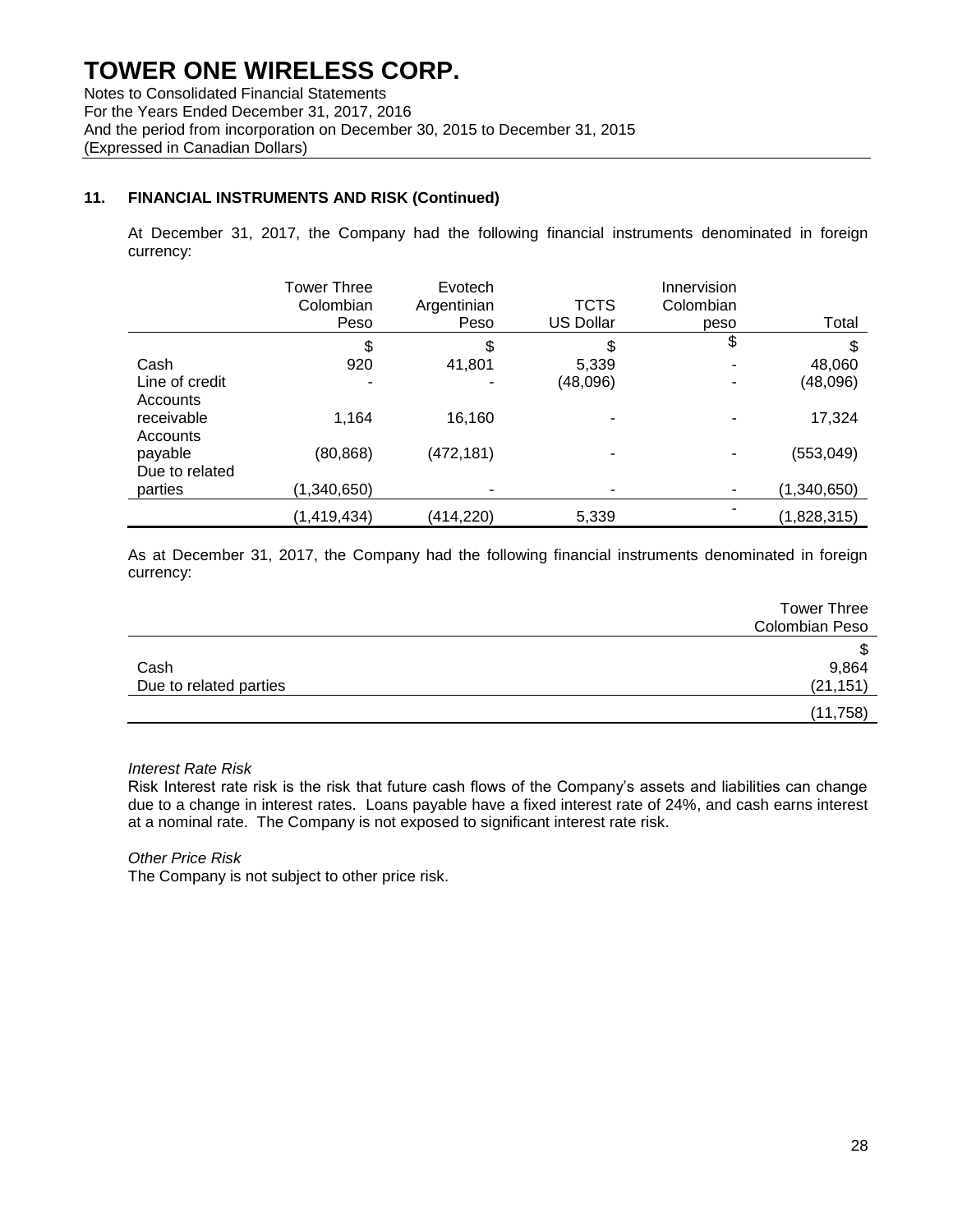# TOWER ONE WIRELESS CORP.

Notes to Consolidated Financial Statements
For the Years Ended December 31, 2017, 2016
And the period from incorporation on December 30, 2015 to December 31, 2015
(Expressed in Canadian Dollars)

## 11. FINANCIAL INSTRUMENTS AND RISK (Continued)

At December 31, 2017, the Company had the following financial instruments denominated in foreign currency:

| | Tower Three Colombian Peso | Evotech Argentinian Peso | TCTS US Dollar | Innervision Colombian peso | Total |
|---|---|---|---|---|---|
| | $ | $ | $ | $ | $ |
| Cash | 920 | 41,801 | 5,339 | - | 48,060 |
| Line of credit | - | - | (48,096) | - | (48,096) |
| Accounts receivable | 1,164 | 16,160 | - | - | 17,324 |
| Accounts payable | (80,868) | (472,181) | - | - | (553,049) |
| Due to related parties | (1,340,650) | - | - | - | (1,340,650) |
| | (1,419,434) | (414,220) | 5,339 | - | (1,828,315) |

As at December 31, 2017, the Company had the following financial instruments denominated in foreign currency:

| | Tower Three Colombian Peso |
|---|---|
| | $ |
| Cash | 9,864 |
| Due to related parties | (21,151) |
| | (11,758) |

*Interest Rate Risk*

Risk Interest rate risk is the risk that future cash flows of the Company's assets and liabilities can change due to a change in interest rates. Loans payable have a fixed interest rate of 24%, and cash earns interest at a nominal rate. The Company is not exposed to significant interest rate risk.

*Other Price Risk*

The Company is not subject to other price risk.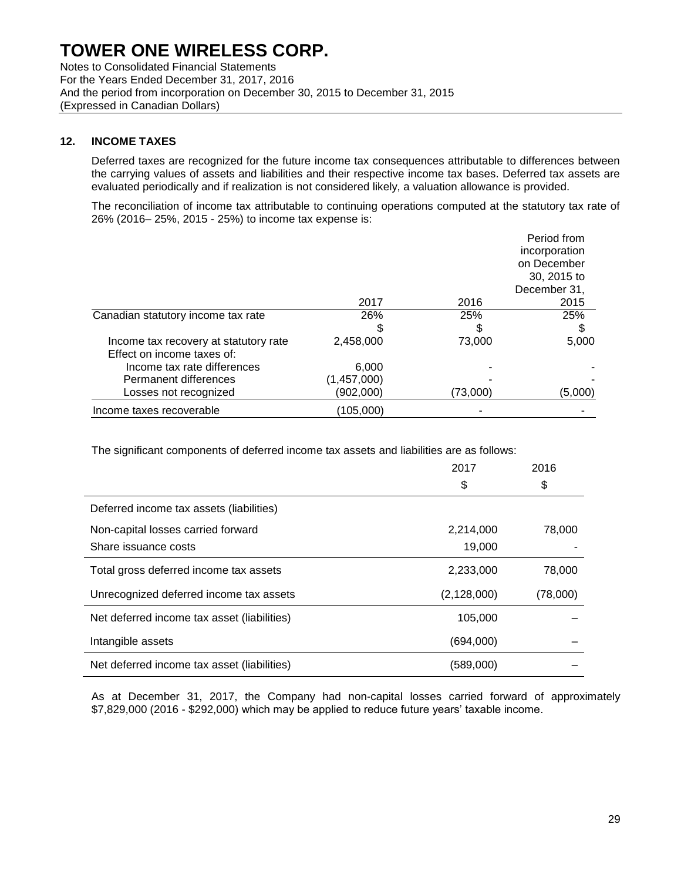# TOWER ONE WIRELESS CORP.

Notes to Consolidated Financial Statements
For the Years Ended December 31, 2017, 2016
And the period from incorporation on December 30, 2015 to December 31, 2015
(Expressed in Canadian Dollars)

## 12. INCOME TAXES

Deferred taxes are recognized for the future income tax consequences attributable to differences between the carrying values of assets and liabilities and their respective income tax bases. Deferred tax assets are evaluated periodically and if realization is not considered likely, a valuation allowance is provided.

The reconciliation of income tax attributable to continuing operations computed at the statutory tax rate of 26% (2016– 25%, 2015 - 25%) to income tax expense is:

| | 2017 | 2016 | Period from incorporation on December 30, 2015 to December 31, 2015 |
|---|---|---|---|
| Canadian statutory income tax rate | 26% | 25% | 25% |
| | $ | $ | $ |
| Income tax recovery at statutory rate | 2,458,000 | 73,000 | 5,000 |
| Effect on income taxes of: | | | |
| Income tax rate differences | 6,000 | - | - |
| Permanent differences | (1,457,000) | - | - |
| Losses not recognized | (902,000) | (73,000) | (5,000) |
| Income taxes recoverable | (105,000) | - | - |

The significant components of deferred income tax assets and liabilities are as follows:

| | 2017 | 2016 |
|---|---|---|
| | $ | $ |
| Deferred income tax assets (liabilities) | | |
| Non-capital losses carried forward | 2,214,000 | 78,000 |
| Share issuance costs | 19,000 | - |
| Total gross deferred income tax assets | 2,233,000 | 78,000 |
| Unrecognized deferred income tax assets | (2,128,000) | (78,000) |
| Net deferred income tax asset (liabilities) | 105,000 | – |
| Intangible assets | (694,000) | – |
| Net deferred income tax asset (liabilities) | (589,000) | – |

As at December 31, 2017, the Company had non-capital losses carried forward of approximately $7,829,000 (2016 - $292,000) which may be applied to reduce future years' taxable income.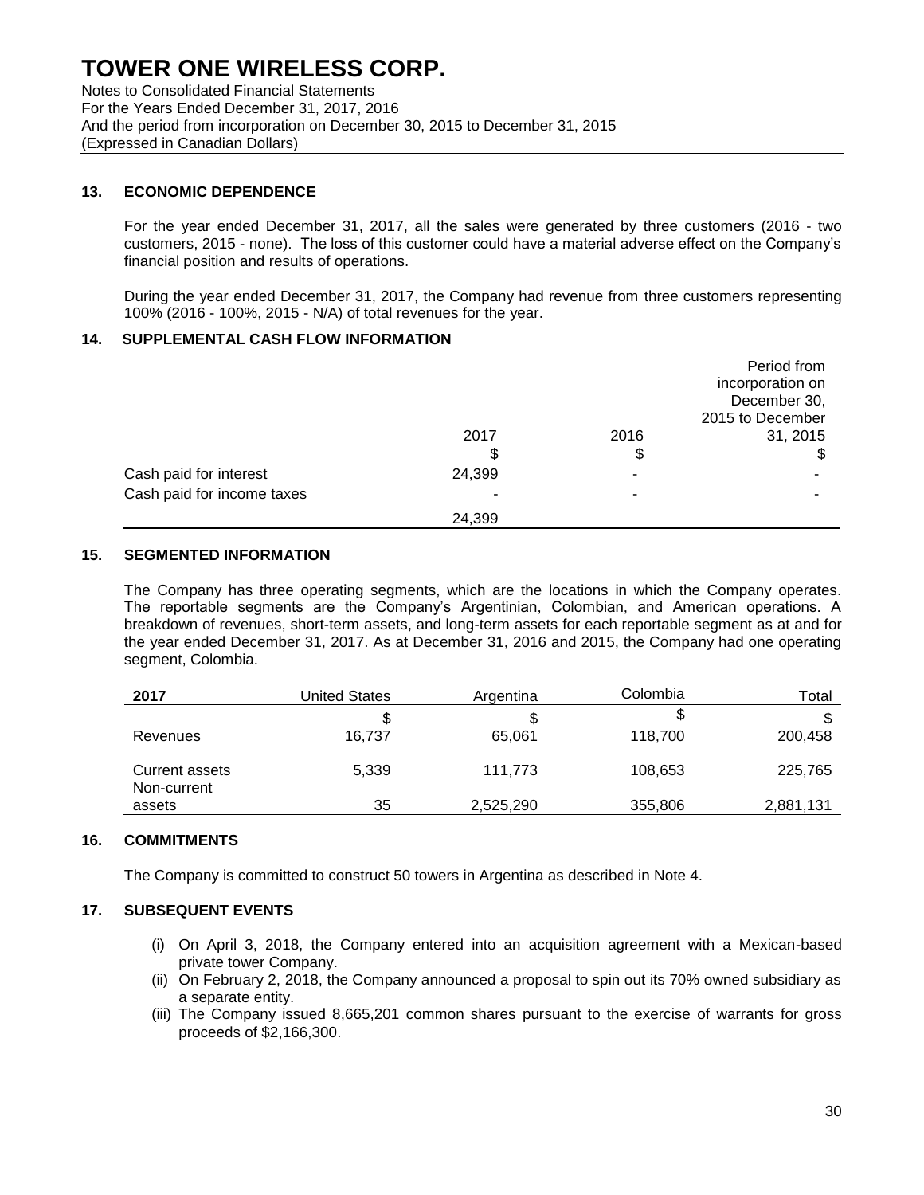# TOWER ONE WIRELESS CORP.

Notes to Consolidated Financial Statements
For the Years Ended December 31, 2017, 2016
And the period from incorporation on December 30, 2015 to December 31, 2015
(Expressed in Canadian Dollars)

## 13. ECONOMIC DEPENDENCE

For the year ended December 31, 2017, all the sales were generated by three customers (2016 - two customers, 2015 - none). The loss of this customer could have a material adverse effect on the Company's financial position and results of operations.

During the year ended December 31, 2017, the Company had revenue from three customers representing 100% (2016 - 100%, 2015 - N/A) of total revenues for the year.

## 14. SUPPLEMENTAL CASH FLOW INFORMATION

| | 2017 | 2016 | Period from incorporation on December 30, 2015 to December 31, 2015 |
|---|---|---|---|
| | $ | $ | $ |
| Cash paid for interest | 24,399 | - | - |
| Cash paid for income taxes | - | - | - |
| | 24,399 | | |

## 15. SEGMENTED INFORMATION

The Company has three operating segments, which are the locations in which the Company operates. The reportable segments are the Company's Argentinian, Colombian, and American operations. A breakdown of revenues, short-term assets, and long-term assets for each reportable segment as at and for the year ended December 31, 2017. As at December 31, 2016 and 2015, the Company had one operating segment, Colombia.

| 2017 | United States | Argentina | Colombia | Total |
|---|---|---|---|---|
| | $ | $ | $ | $ |
| Revenues | 16,737 | 65,061 | 118,700 | 200,458 |
| Current assets | 5,339 | 111,773 | 108,653 | 225,765 |
| Non-current assets | 35 | 2,525,290 | 355,806 | 2,881,131 |

## 16. COMMITMENTS

The Company is committed to construct 50 towers in Argentina as described in Note 4.

## 17. SUBSEQUENT EVENTS

(i) On April 3, 2018, the Company entered into an acquisition agreement with a Mexican-based private tower Company.

(ii) On February 2, 2018, the Company announced a proposal to spin out its 70% owned subsidiary as a separate entity.

(iii) The Company issued 8,665,201 common shares pursuant to the exercise of warrants for gross proceeds of $2,166,300.